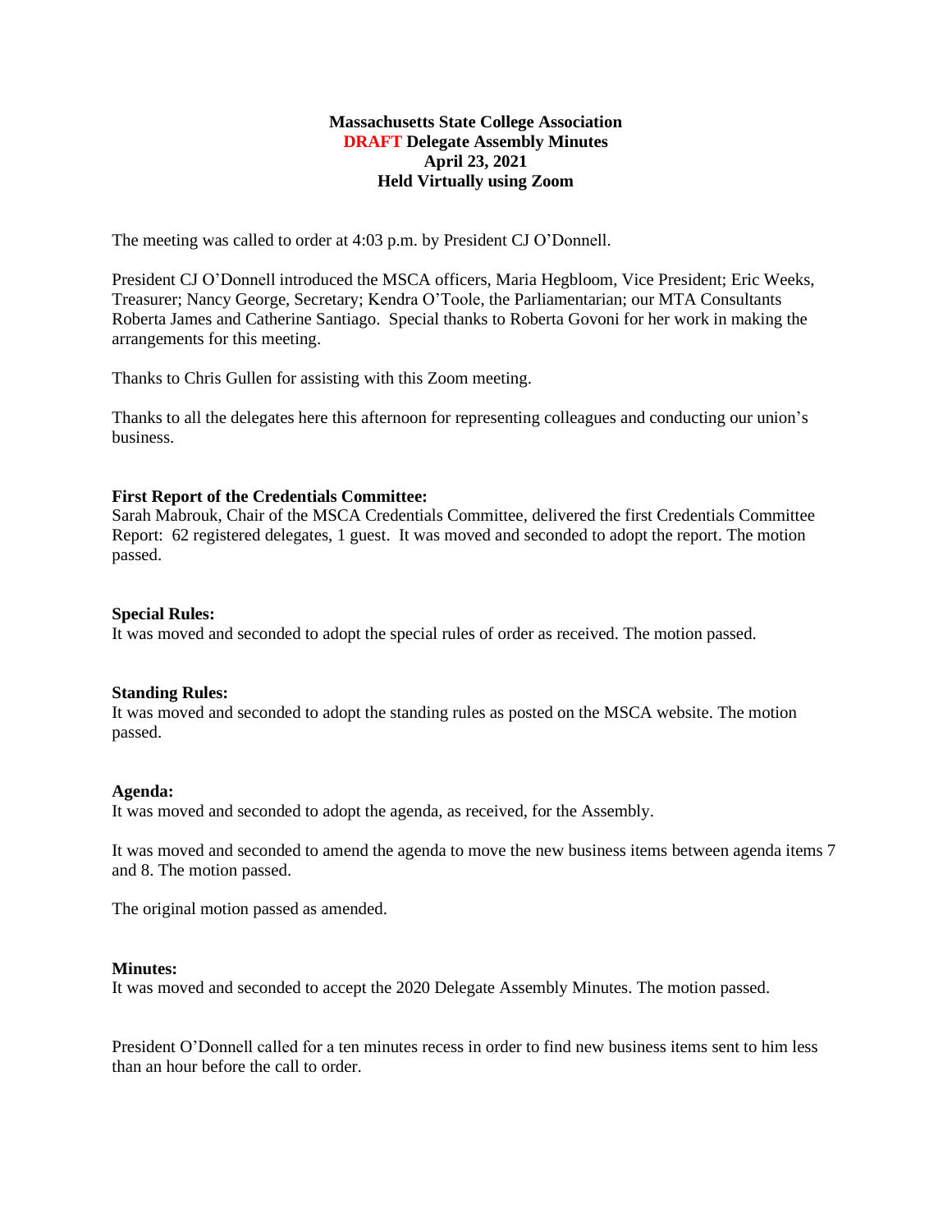**Massachusetts State College Association**
**DRAFT Delegate Assembly Minutes**
**April 23, 2021**
**Held Virtually using Zoom**

The meeting was called to order at 4:03 p.m. by President CJ O'Donnell.

President CJ O'Donnell introduced the MSCA officers, Maria Hegbloom, Vice President; Eric Weeks, Treasurer; Nancy George, Secretary; Kendra O'Toole, the Parliamentarian; our MTA Consultants Roberta James and Catherine Santiago. Special thanks to Roberta Govoni for her work in making the arrangements for this meeting.

Thanks to Chris Gullen for assisting with this Zoom meeting.

Thanks to all the delegates here this afternoon for representing colleagues and conducting our union's business.

**First Report of the Credentials Committee:**
Sarah Mabrouk, Chair of the MSCA Credentials Committee, delivered the first Credentials Committee Report: 62 registered delegates, 1 guest. It was moved and seconded to adopt the report. The motion passed.

**Special Rules:**
It was moved and seconded to adopt the special rules of order as received. The motion passed.

**Standing Rules:**
It was moved and seconded to adopt the standing rules as posted on the MSCA website. The motion passed.

**Agenda:**
It was moved and seconded to adopt the agenda, as received, for the Assembly.

It was moved and seconded to amend the agenda to move the new business items between agenda items 7 and 8. The motion passed.

The original motion passed as amended.

**Minutes:**
It was moved and seconded to accept the 2020 Delegate Assembly Minutes. The motion passed.

President O'Donnell called for a ten minutes recess in order to find new business items sent to him less than an hour before the call to order.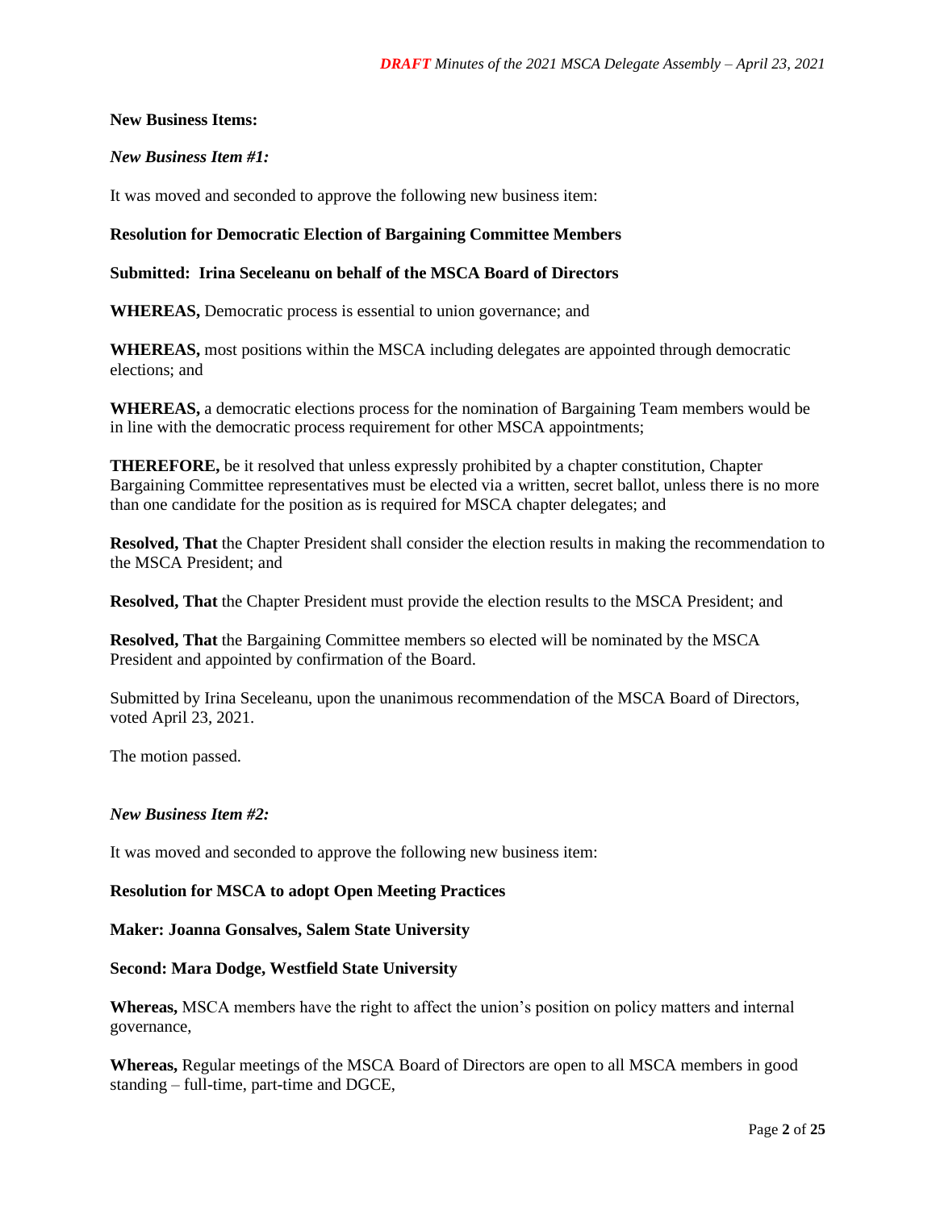**New Business Items:**

***New Business Item #1:***

It was moved and seconded to approve the following new business item:

**Resolution for Democratic Election of Bargaining Committee Members**

**Submitted: Irina Seceleanu on behalf of the MSCA Board of Directors**

**WHEREAS,** Democratic process is essential to union governance; and

**WHEREAS,** most positions within the MSCA including delegates are appointed through democratic elections; and

**WHEREAS,** a democratic elections process for the nomination of Bargaining Team members would be in line with the democratic process requirement for other MSCA appointments;

**THEREFORE,** be it resolved that unless expressly prohibited by a chapter constitution, Chapter Bargaining Committee representatives must be elected via a written, secret ballot, unless there is no more than one candidate for the position as is required for MSCA chapter delegates; and

**Resolved, That** the Chapter President shall consider the election results in making the recommendation to the MSCA President; and

**Resolved, That** the Chapter President must provide the election results to the MSCA President; and

**Resolved, That** the Bargaining Committee members so elected will be nominated by the MSCA President and appointed by confirmation of the Board.

Submitted by Irina Seceleanu, upon the unanimous recommendation of the MSCA Board of Directors, voted April 23, 2021.

The motion passed.

***New Business Item #2:***

It was moved and seconded to approve the following new business item:

**Resolution for MSCA to adopt Open Meeting Practices**

**Maker: Joanna Gonsalves, Salem State University**

**Second: Mara Dodge, Westfield State University**

**Whereas,** MSCA members have the right to affect the union's position on policy matters and internal governance,

**Whereas,** Regular meetings of the MSCA Board of Directors are open to all MSCA members in good standing – full-time, part-time and DGCE,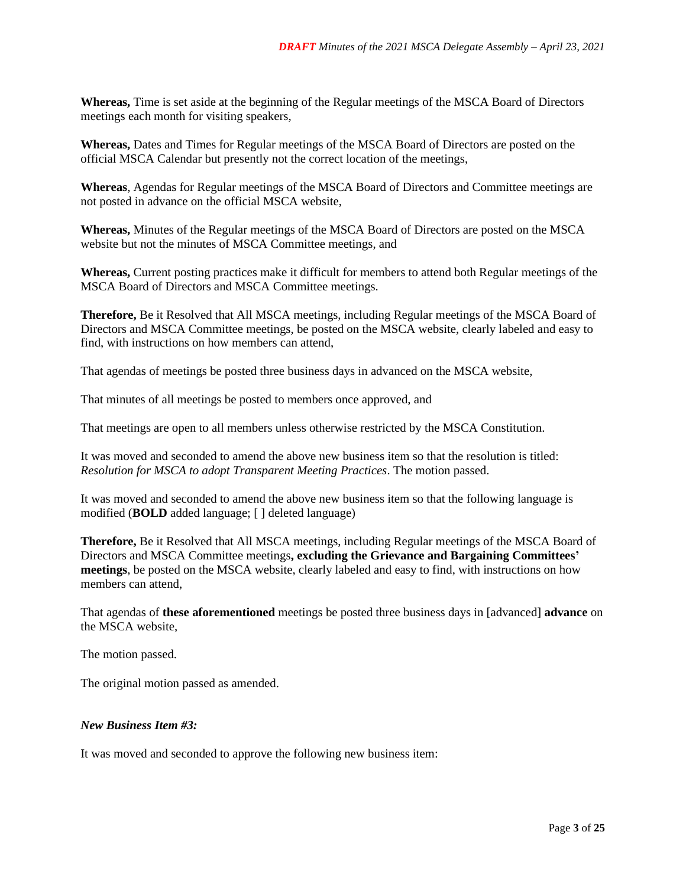**Whereas,** Time is set aside at the beginning of the Regular meetings of the MSCA Board of Directors meetings each month for visiting speakers,

**Whereas,** Dates and Times for Regular meetings of the MSCA Board of Directors are posted on the official MSCA Calendar but presently not the correct location of the meetings,

**Whereas**, Agendas for Regular meetings of the MSCA Board of Directors and Committee meetings are not posted in advance on the official MSCA website,

**Whereas,** Minutes of the Regular meetings of the MSCA Board of Directors are posted on the MSCA website but not the minutes of MSCA Committee meetings, and

**Whereas,** Current posting practices make it difficult for members to attend both Regular meetings of the MSCA Board of Directors and MSCA Committee meetings.

**Therefore,** Be it Resolved that All MSCA meetings, including Regular meetings of the MSCA Board of Directors and MSCA Committee meetings, be posted on the MSCA website, clearly labeled and easy to find, with instructions on how members can attend,

That agendas of meetings be posted three business days in advanced on the MSCA website,

That minutes of all meetings be posted to members once approved, and

That meetings are open to all members unless otherwise restricted by the MSCA Constitution.

It was moved and seconded to amend the above new business item so that the resolution is titled: *Resolution for MSCA to adopt Transparent Meeting Practices*. The motion passed.

It was moved and seconded to amend the above new business item so that the following language is modified (**BOLD** added language; [ ] deleted language)

**Therefore,** Be it Resolved that All MSCA meetings, including Regular meetings of the MSCA Board of Directors and MSCA Committee meetings**, excluding the Grievance and Bargaining Committees' meetings**, be posted on the MSCA website, clearly labeled and easy to find, with instructions on how members can attend,

That agendas of **these aforementioned** meetings be posted three business days in [advanced] **advance** on the MSCA website,

The motion passed.

The original motion passed as amended.

***New Business Item #3:***

It was moved and seconded to approve the following new business item: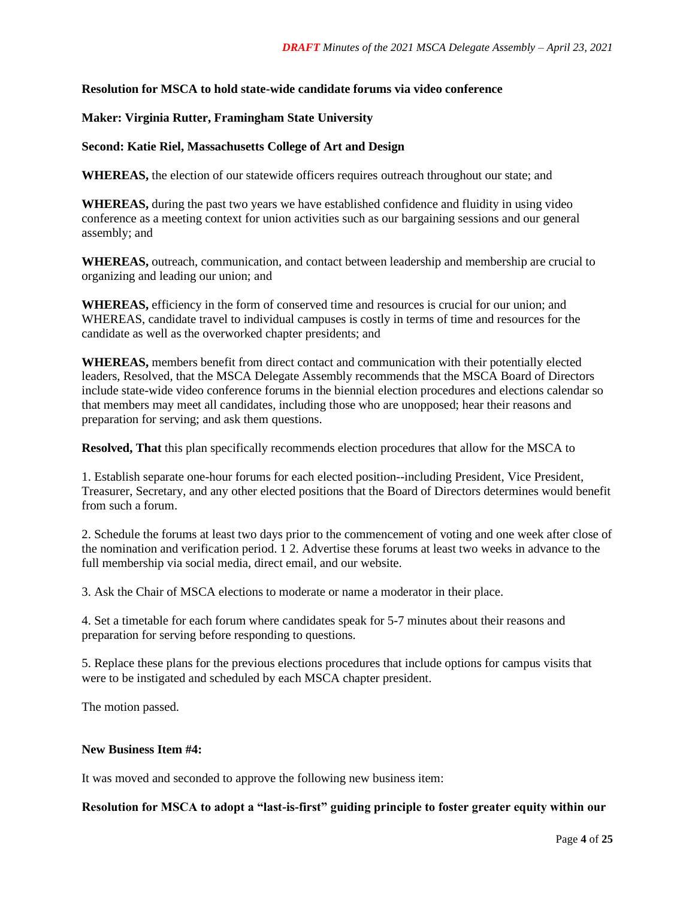**Resolution for MSCA to hold state-wide candidate forums via video conference**

**Maker: Virginia Rutter, Framingham State University**

**Second: Katie Riel, Massachusetts College of Art and Design**

**WHEREAS,** the election of our statewide officers requires outreach throughout our state; and

**WHEREAS,** during the past two years we have established confidence and fluidity in using video conference as a meeting context for union activities such as our bargaining sessions and our general assembly; and

**WHEREAS,** outreach, communication, and contact between leadership and membership are crucial to organizing and leading our union; and

**WHEREAS,** efficiency in the form of conserved time and resources is crucial for our union; and WHEREAS, candidate travel to individual campuses is costly in terms of time and resources for the candidate as well as the overworked chapter presidents; and

**WHEREAS,** members benefit from direct contact and communication with their potentially elected leaders, Resolved, that the MSCA Delegate Assembly recommends that the MSCA Board of Directors include state-wide video conference forums in the biennial election procedures and elections calendar so that members may meet all candidates, including those who are unopposed; hear their reasons and preparation for serving; and ask them questions.

**Resolved, That** this plan specifically recommends election procedures that allow for the MSCA to

1. Establish separate one-hour forums for each elected position--including President, Vice President, Treasurer, Secretary, and any other elected positions that the Board of Directors determines would benefit from such a forum.

2. Schedule the forums at least two days prior to the commencement of voting and one week after close of the nomination and verification period. 1 2. Advertise these forums at least two weeks in advance to the full membership via social media, direct email, and our website.

3. Ask the Chair of MSCA elections to moderate or name a moderator in their place.

4. Set a timetable for each forum where candidates speak for 5-7 minutes about their reasons and preparation for serving before responding to questions.

5. Replace these plans for the previous elections procedures that include options for campus visits that were to be instigated and scheduled by each MSCA chapter president.

The motion passed.

**New Business Item #4:**

It was moved and seconded to approve the following new business item:

**Resolution for MSCA to adopt a "last-is-first" guiding principle to foster greater equity within our**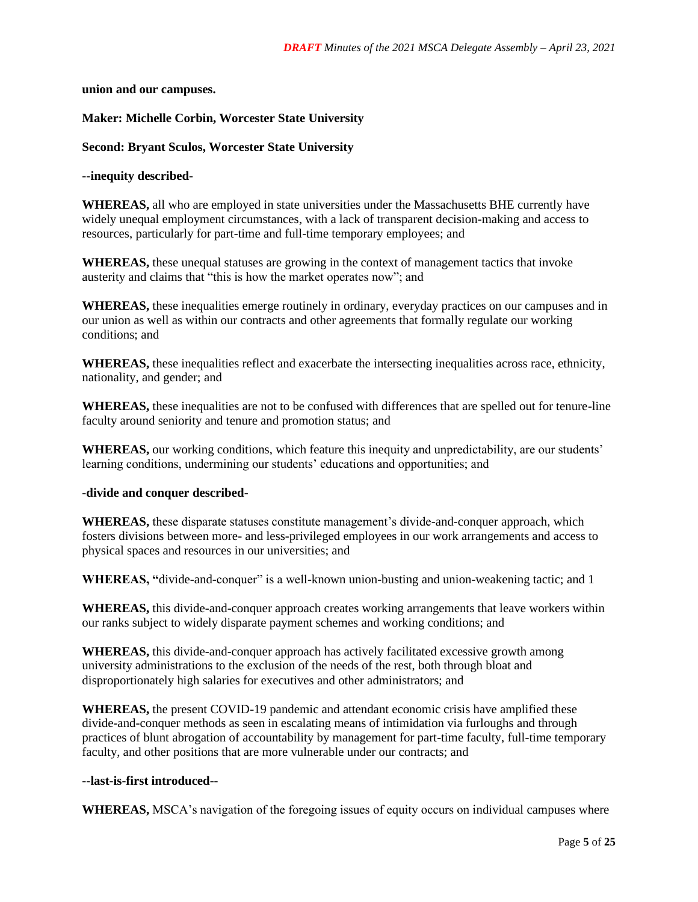**union and our campuses.**

**Maker: Michelle Corbin, Worcester State University**

**Second: Bryant Sculos, Worcester State University**

**--inequity described-**

**WHEREAS,** all who are employed in state universities under the Massachusetts BHE currently have widely unequal employment circumstances, with a lack of transparent decision-making and access to resources, particularly for part-time and full-time temporary employees; and

**WHEREAS,** these unequal statuses are growing in the context of management tactics that invoke austerity and claims that "this is how the market operates now"; and

**WHEREAS,** these inequalities emerge routinely in ordinary, everyday practices on our campuses and in our union as well as within our contracts and other agreements that formally regulate our working conditions; and

**WHEREAS,** these inequalities reflect and exacerbate the intersecting inequalities across race, ethnicity, nationality, and gender; and

**WHEREAS,** these inequalities are not to be confused with differences that are spelled out for tenure-line faculty around seniority and tenure and promotion status; and

**WHEREAS,** our working conditions, which feature this inequity and unpredictability, are our students' learning conditions, undermining our students' educations and opportunities; and

**-divide and conquer described-**

**WHEREAS,** these disparate statuses constitute management's divide-and-conquer approach, which fosters divisions between more- and less-privileged employees in our work arrangements and access to physical spaces and resources in our universities; and

**WHEREAS, "**divide-and-conquer" is a well-known union-busting and union-weakening tactic; and 1

**WHEREAS,** this divide-and-conquer approach creates working arrangements that leave workers within our ranks subject to widely disparate payment schemes and working conditions; and

**WHEREAS,** this divide-and-conquer approach has actively facilitated excessive growth among university administrations to the exclusion of the needs of the rest, both through bloat and disproportionately high salaries for executives and other administrators; and

**WHEREAS,** the present COVID-19 pandemic and attendant economic crisis have amplified these divide-and-conquer methods as seen in escalating means of intimidation via furloughs and through practices of blunt abrogation of accountability by management for part-time faculty, full-time temporary faculty, and other positions that are more vulnerable under our contracts; and

**--last-is-first introduced--**

**WHEREAS,** MSCA's navigation of the foregoing issues of equity occurs on individual campuses where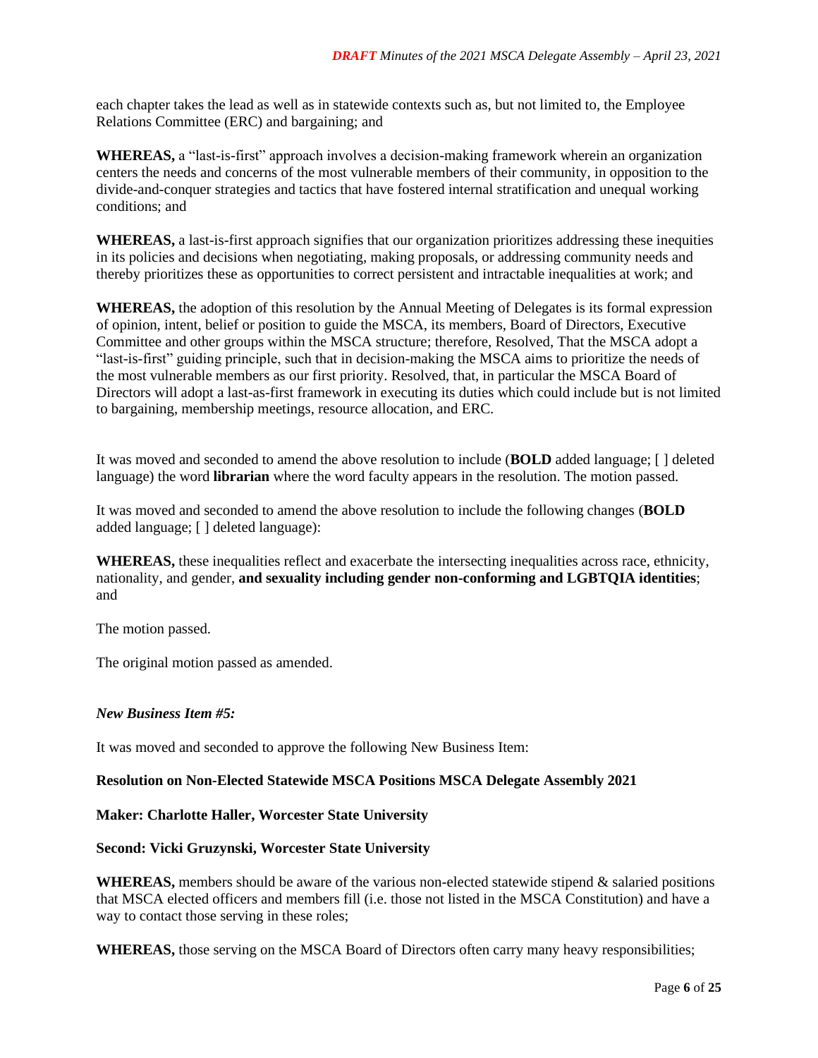each chapter takes the lead as well as in statewide contexts such as, but not limited to, the Employee Relations Committee (ERC) and bargaining; and

**WHEREAS,** a "last-is-first" approach involves a decision-making framework wherein an organization centers the needs and concerns of the most vulnerable members of their community, in opposition to the divide-and-conquer strategies and tactics that have fostered internal stratification and unequal working conditions; and

**WHEREAS,** a last-is-first approach signifies that our organization prioritizes addressing these inequities in its policies and decisions when negotiating, making proposals, or addressing community needs and thereby prioritizes these as opportunities to correct persistent and intractable inequalities at work; and

**WHEREAS,** the adoption of this resolution by the Annual Meeting of Delegates is its formal expression of opinion, intent, belief or position to guide the MSCA, its members, Board of Directors, Executive Committee and other groups within the MSCA structure; therefore, Resolved, That the MSCA adopt a "last-is-first" guiding principle, such that in decision-making the MSCA aims to prioritize the needs of the most vulnerable members as our first priority. Resolved, that, in particular the MSCA Board of Directors will adopt a last-as-first framework in executing its duties which could include but is not limited to bargaining, membership meetings, resource allocation, and ERC.

It was moved and seconded to amend the above resolution to include (**BOLD** added language; [ ] deleted language) the word **librarian** where the word faculty appears in the resolution. The motion passed.

It was moved and seconded to amend the above resolution to include the following changes (**BOLD** added language; [ ] deleted language):

**WHEREAS,** these inequalities reflect and exacerbate the intersecting inequalities across race, ethnicity, nationality, and gender, **and sexuality including gender non-conforming and LGBTQIA identities**; and

The motion passed.

The original motion passed as amended.

*New Business Item #5:*

It was moved and seconded to approve the following New Business Item:

**Resolution on Non-Elected Statewide MSCA Positions MSCA Delegate Assembly 2021**

**Maker: Charlotte Haller, Worcester State University**

**Second: Vicki Gruzynski, Worcester State University**

**WHEREAS,** members should be aware of the various non-elected statewide stipend & salaried positions that MSCA elected officers and members fill (i.e. those not listed in the MSCA Constitution) and have a way to contact those serving in these roles;

**WHEREAS,** those serving on the MSCA Board of Directors often carry many heavy responsibilities;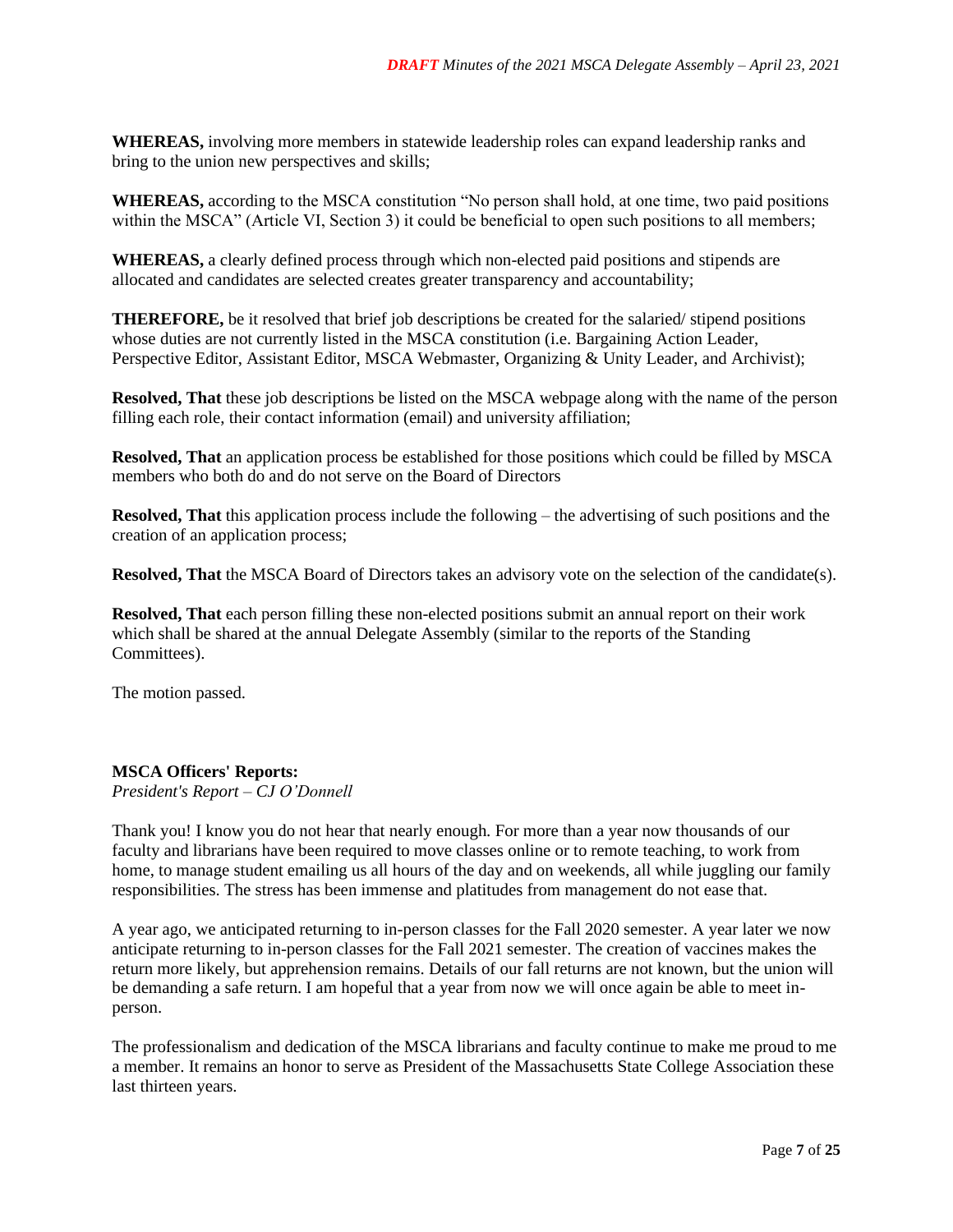**WHEREAS,** involving more members in statewide leadership roles can expand leadership ranks and bring to the union new perspectives and skills;

**WHEREAS,** according to the MSCA constitution "No person shall hold, at one time, two paid positions within the MSCA" (Article VI, Section 3) it could be beneficial to open such positions to all members;

**WHEREAS,** a clearly defined process through which non-elected paid positions and stipends are allocated and candidates are selected creates greater transparency and accountability;

**THEREFORE,** be it resolved that brief job descriptions be created for the salaried/ stipend positions whose duties are not currently listed in the MSCA constitution (i.e. Bargaining Action Leader, Perspective Editor, Assistant Editor, MSCA Webmaster, Organizing & Unity Leader, and Archivist);

**Resolved, That** these job descriptions be listed on the MSCA webpage along with the name of the person filling each role, their contact information (email) and university affiliation;

**Resolved, That** an application process be established for those positions which could be filled by MSCA members who both do and do not serve on the Board of Directors

**Resolved, That** this application process include the following – the advertising of such positions and the creation of an application process;

**Resolved, That** the MSCA Board of Directors takes an advisory vote on the selection of the candidate(s).

**Resolved, That** each person filling these non-elected positions submit an annual report on their work which shall be shared at the annual Delegate Assembly (similar to the reports of the Standing Committees).

The motion passed.

**MSCA Officers' Reports:**

*President's Report – CJ O'Donnell*

Thank you! I know you do not hear that nearly enough. For more than a year now thousands of our faculty and librarians have been required to move classes online or to remote teaching, to work from home, to manage student emailing us all hours of the day and on weekends, all while juggling our family responsibilities. The stress has been immense and platitudes from management do not ease that.

A year ago, we anticipated returning to in-person classes for the Fall 2020 semester. A year later we now anticipate returning to in-person classes for the Fall 2021 semester. The creation of vaccines makes the return more likely, but apprehension remains. Details of our fall returns are not known, but the union will be demanding a safe return. I am hopeful that a year from now we will once again be able to meet in-person.

The professionalism and dedication of the MSCA librarians and faculty continue to make me proud to me a member. It remains an honor to serve as President of the Massachusetts State College Association these last thirteen years.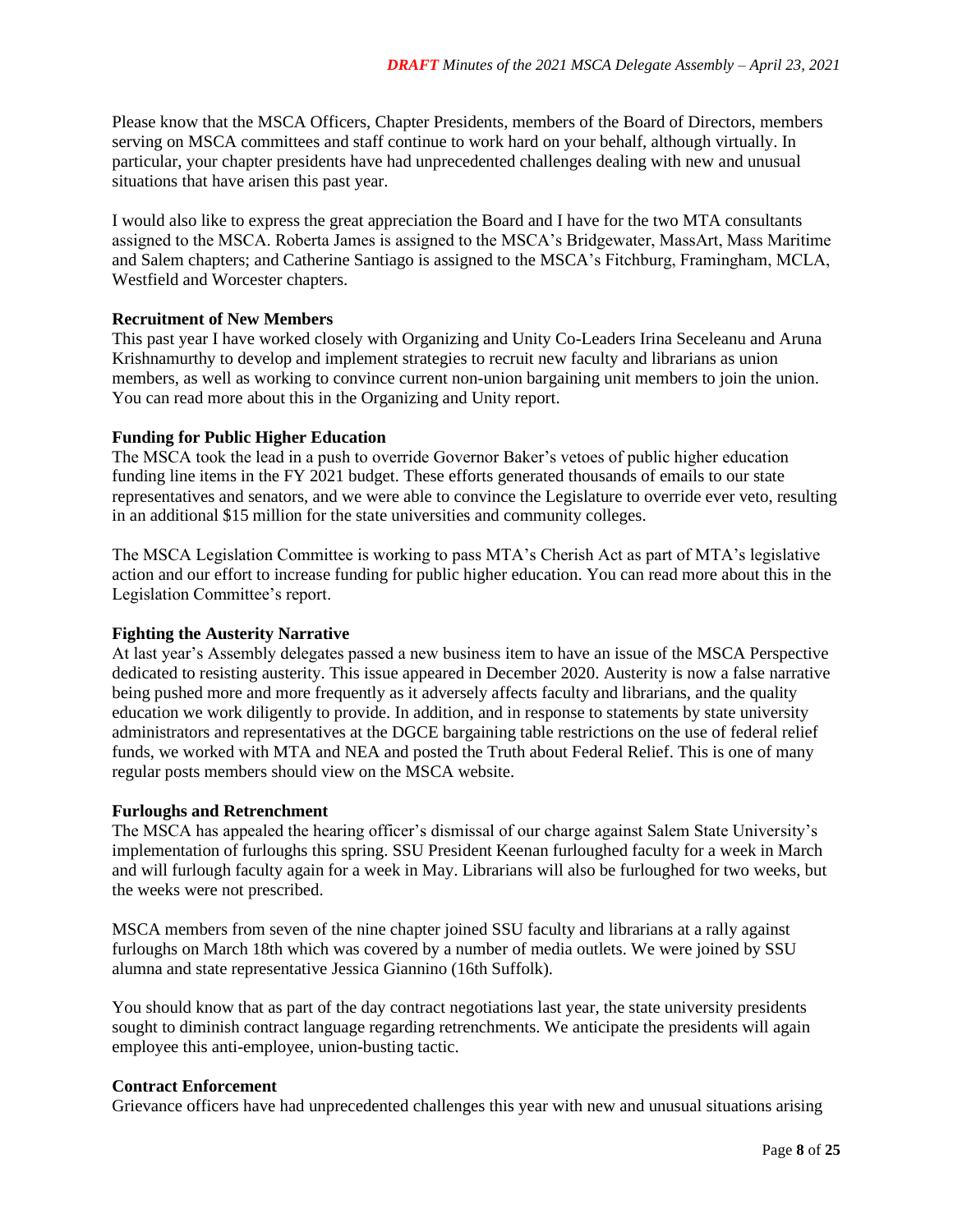Please know that the MSCA Officers, Chapter Presidents, members of the Board of Directors, members serving on MSCA committees and staff continue to work hard on your behalf, although virtually. In particular, your chapter presidents have had unprecedented challenges dealing with new and unusual situations that have arisen this past year.

I would also like to express the great appreciation the Board and I have for the two MTA consultants assigned to the MSCA. Roberta James is assigned to the MSCA's Bridgewater, MassArt, Mass Maritime and Salem chapters; and Catherine Santiago is assigned to the MSCA's Fitchburg, Framingham, MCLA, Westfield and Worcester chapters.

**Recruitment of New Members**
This past year I have worked closely with Organizing and Unity Co-Leaders Irina Seceleanu and Aruna Krishnamurthy to develop and implement strategies to recruit new faculty and librarians as union members, as well as working to convince current non-union bargaining unit members to join the union. You can read more about this in the Organizing and Unity report.

**Funding for Public Higher Education**
The MSCA took the lead in a push to override Governor Baker's vetoes of public higher education funding line items in the FY 2021 budget. These efforts generated thousands of emails to our state representatives and senators, and we were able to convince the Legislature to override ever veto, resulting in an additional $15 million for the state universities and community colleges.

The MSCA Legislation Committee is working to pass MTA's Cherish Act as part of MTA's legislative action and our effort to increase funding for public higher education. You can read more about this in the Legislation Committee's report.

**Fighting the Austerity Narrative**
At last year's Assembly delegates passed a new business item to have an issue of the MSCA Perspective dedicated to resisting austerity. This issue appeared in December 2020. Austerity is now a false narrative being pushed more and more frequently as it adversely affects faculty and librarians, and the quality education we work diligently to provide. In addition, and in response to statements by state university administrators and representatives at the DGCE bargaining table restrictions on the use of federal relief funds, we worked with MTA and NEA and posted the Truth about Federal Relief. This is one of many regular posts members should view on the MSCA website.

**Furloughs and Retrenchment**
The MSCA has appealed the hearing officer's dismissal of our charge against Salem State University's implementation of furloughs this spring. SSU President Keenan furloughed faculty for a week in March and will furlough faculty again for a week in May. Librarians will also be furloughed for two weeks, but the weeks were not prescribed.

MSCA members from seven of the nine chapter joined SSU faculty and librarians at a rally against furloughs on March 18th which was covered by a number of media outlets. We were joined by SSU alumna and state representative Jessica Giannino (16th Suffolk).

You should know that as part of the day contract negotiations last year, the state university presidents sought to diminish contract language regarding retrenchments. We anticipate the presidents will again employee this anti-employee, union-busting tactic.

**Contract Enforcement**
Grievance officers have had unprecedented challenges this year with new and unusual situations arising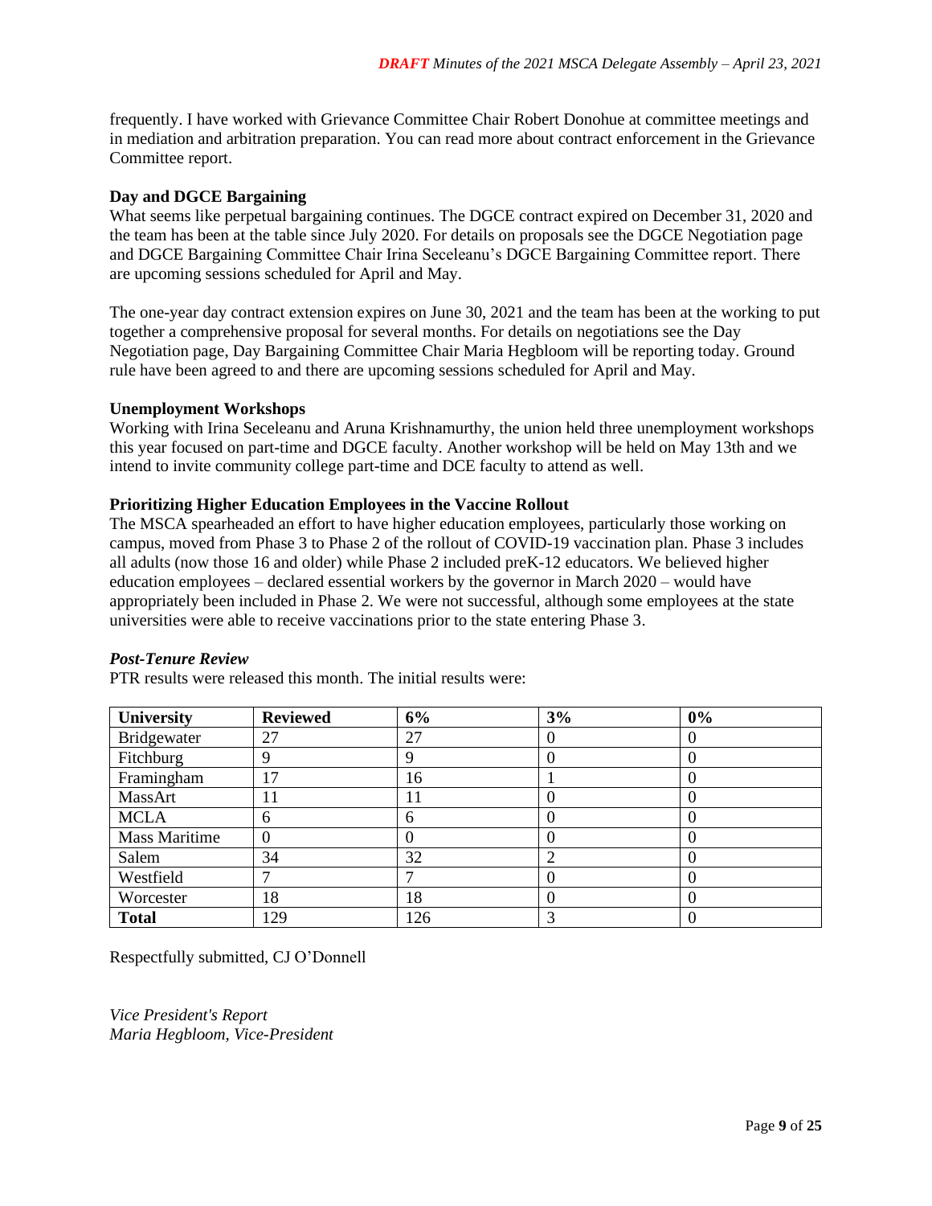frequently. I have worked with Grievance Committee Chair Robert Donohue at committee meetings and in mediation and arbitration preparation. You can read more about contract enforcement in the Grievance Committee report.

**Day and DGCE Bargaining**

What seems like perpetual bargaining continues. The DGCE contract expired on December 31, 2020 and the team has been at the table since July 2020. For details on proposals see the DGCE Negotiation page and DGCE Bargaining Committee Chair Irina Seceleanu's DGCE Bargaining Committee report. There are upcoming sessions scheduled for April and May.

The one-year day contract extension expires on June 30, 2021 and the team has been at the working to put together a comprehensive proposal for several months. For details on negotiations see the Day Negotiation page, Day Bargaining Committee Chair Maria Hegbloom will be reporting today. Ground rule have been agreed to and there are upcoming sessions scheduled for April and May.

**Unemployment Workshops**

Working with Irina Seceleanu and Aruna Krishnamurthy, the union held three unemployment workshops this year focused on part-time and DGCE faculty. Another workshop will be held on May 13th and we intend to invite community college part-time and DCE faculty to attend as well.

**Prioritizing Higher Education Employees in the Vaccine Rollout**

The MSCA spearheaded an effort to have higher education employees, particularly those working on campus, moved from Phase 3 to Phase 2 of the rollout of COVID-19 vaccination plan. Phase 3 includes all adults (now those 16 and older) while Phase 2 included preK-12 educators. We believed higher education employees – declared essential workers by the governor in March 2020 – would have appropriately been included in Phase 2. We were not successful, although some employees at the state universities were able to receive vaccinations prior to the state entering Phase 3.

***Post-Tenure Review***

PTR results were released this month. The initial results were:

| University | Reviewed | 6% | 3% | 0% |
|---|---|---|---|---|
| Bridgewater | 27 | 27 | 0 | 0 |
| Fitchburg | 9 | 9 | 0 | 0 |
| Framingham | 17 | 16 | 1 | 0 |
| MassArt | 11 | 11 | 0 | 0 |
| MCLA | 6 | 6 | 0 | 0 |
| Mass Maritime | 0 | 0 | 0 | 0 |
| Salem | 34 | 32 | 2 | 0 |
| Westfield | 7 | 7 | 0 | 0 |
| Worcester | 18 | 18 | 0 | 0 |
| **Total** | 129 | 126 | 3 | 0 |

Respectfully submitted, CJ O'Donnell

*Vice President's Report*
*Maria Hegbloom, Vice-President*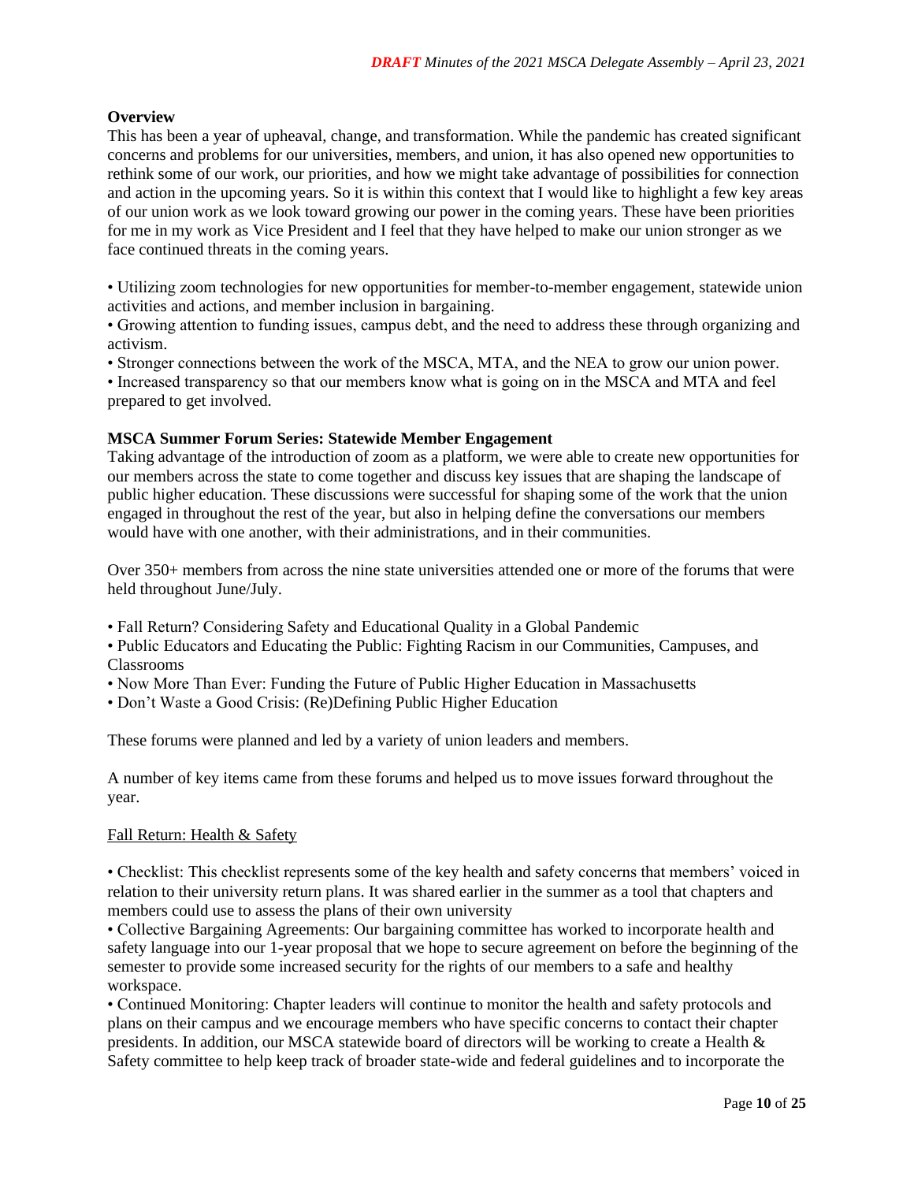**Overview**

This has been a year of upheaval, change, and transformation. While the pandemic has created significant concerns and problems for our universities, members, and union, it has also opened new opportunities to rethink some of our work, our priorities, and how we might take advantage of possibilities for connection and action in the upcoming years. So it is within this context that I would like to highlight a few key areas of our union work as we look toward growing our power in the coming years. These have been priorities for me in my work as Vice President and I feel that they have helped to make our union stronger as we face continued threats in the coming years.

- Utilizing zoom technologies for new opportunities for member-to-member engagement, statewide union activities and actions, and member inclusion in bargaining.
- Growing attention to funding issues, campus debt, and the need to address these through organizing and activism.
- Stronger connections between the work of the MSCA, MTA, and the NEA to grow our union power.
- Increased transparency so that our members know what is going on in the MSCA and MTA and feel prepared to get involved.

**MSCA Summer Forum Series: Statewide Member Engagement**

Taking advantage of the introduction of zoom as a platform, we were able to create new opportunities for our members across the state to come together and discuss key issues that are shaping the landscape of public higher education. These discussions were successful for shaping some of the work that the union engaged in throughout the rest of the year, but also in helping define the conversations our members would have with one another, with their administrations, and in their communities.

Over 350+ members from across the nine state universities attended one or more of the forums that were held throughout June/July.

- Fall Return? Considering Safety and Educational Quality in a Global Pandemic
- Public Educators and Educating the Public: Fighting Racism in our Communities, Campuses, and Classrooms
- Now More Than Ever: Funding the Future of Public Higher Education in Massachusetts
- Don't Waste a Good Crisis: (Re)Defining Public Higher Education

These forums were planned and led by a variety of union leaders and members.

A number of key items came from these forums and helped us to move issues forward throughout the year.

<u>Fall Return: Health & Safety</u>

- Checklist: This checklist represents some of the key health and safety concerns that members' voiced in relation to their university return plans. It was shared earlier in the summer as a tool that chapters and members could use to assess the plans of their own university
- Collective Bargaining Agreements: Our bargaining committee has worked to incorporate health and safety language into our 1-year proposal that we hope to secure agreement on before the beginning of the semester to provide some increased security for the rights of our members to a safe and healthy workspace.
- Continued Monitoring: Chapter leaders will continue to monitor the health and safety protocols and plans on their campus and we encourage members who have specific concerns to contact their chapter presidents. In addition, our MSCA statewide board of directors will be working to create a Health & Safety committee to help keep track of broader state-wide and federal guidelines and to incorporate the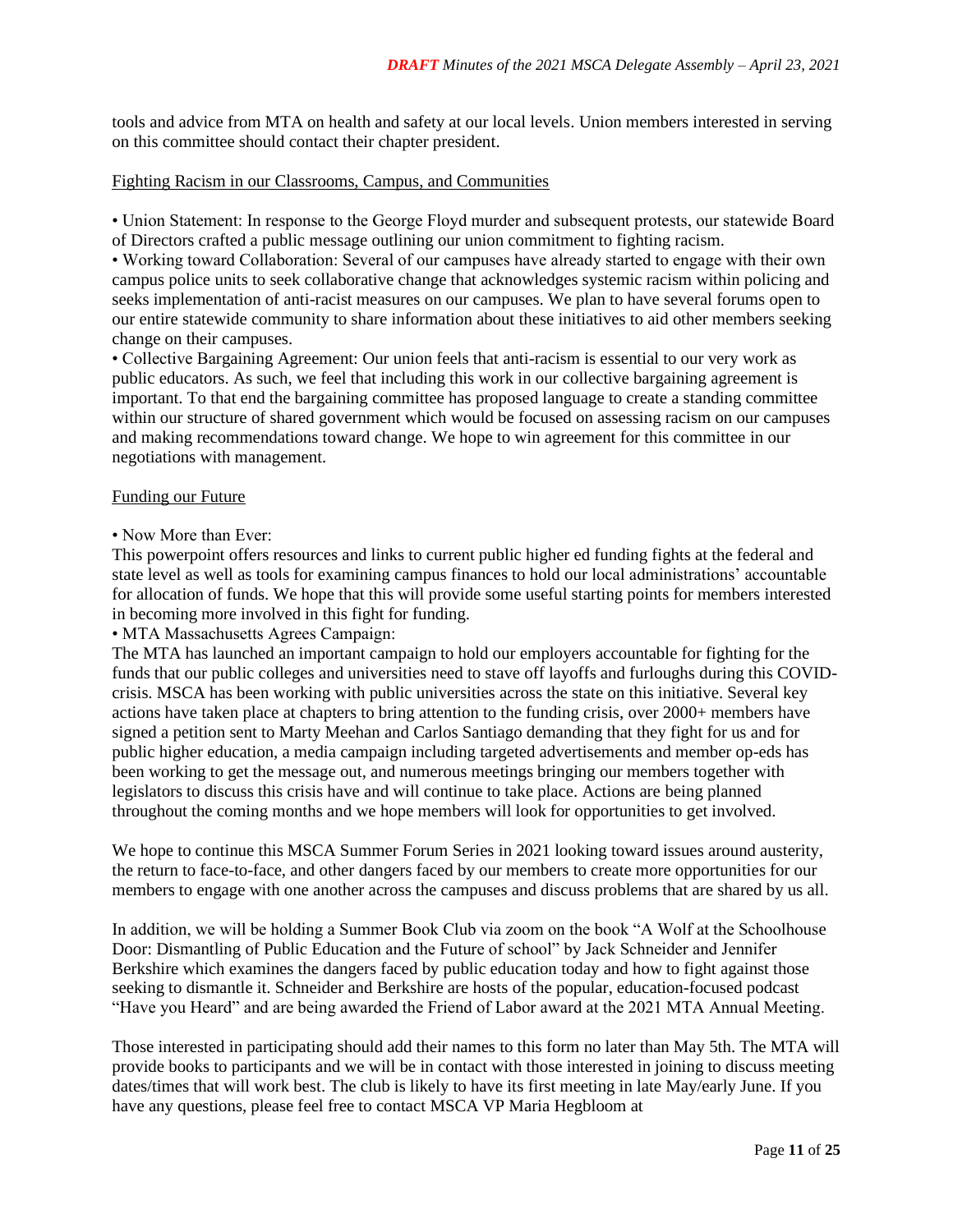tools and advice from MTA on health and safety at our local levels. Union members interested in serving on this committee should contact their chapter president.

<u>Fighting Racism in our Classrooms, Campus, and Communities</u>

• Union Statement: In response to the George Floyd murder and subsequent protests, our statewide Board of Directors crafted a public message outlining our union commitment to fighting racism.
• Working toward Collaboration: Several of our campuses have already started to engage with their own campus police units to seek collaborative change that acknowledges systemic racism within policing and seeks implementation of anti-racist measures on our campuses. We plan to have several forums open to our entire statewide community to share information about these initiatives to aid other members seeking change on their campuses.
• Collective Bargaining Agreement: Our union feels that anti-racism is essential to our very work as public educators. As such, we feel that including this work in our collective bargaining agreement is important. To that end the bargaining committee has proposed language to create a standing committee within our structure of shared government which would be focused on assessing racism on our campuses and making recommendations toward change. We hope to win agreement for this committee in our negotiations with management.

<u>Funding our Future</u>

• Now More than Ever:
This powerpoint offers resources and links to current public higher ed funding fights at the federal and state level as well as tools for examining campus finances to hold our local administrations' accountable for allocation of funds. We hope that this will provide some useful starting points for members interested in becoming more involved in this fight for funding.
• MTA Massachusetts Agrees Campaign:
The MTA has launched an important campaign to hold our employers accountable for fighting for the funds that our public colleges and universities need to stave off layoffs and furloughs during this COVID-crisis. MSCA has been working with public universities across the state on this initiative. Several key actions have taken place at chapters to bring attention to the funding crisis, over 2000+ members have signed a petition sent to Marty Meehan and Carlos Santiago demanding that they fight for us and for public higher education, a media campaign including targeted advertisements and member op-eds has been working to get the message out, and numerous meetings bringing our members together with legislators to discuss this crisis have and will continue to take place. Actions are being planned throughout the coming months and we hope members will look for opportunities to get involved.

We hope to continue this MSCA Summer Forum Series in 2021 looking toward issues around austerity, the return to face-to-face, and other dangers faced by our members to create more opportunities for our members to engage with one another across the campuses and discuss problems that are shared by us all.

In addition, we will be holding a Summer Book Club via zoom on the book "A Wolf at the Schoolhouse Door: Dismantling of Public Education and the Future of school" by Jack Schneider and Jennifer Berkshire which examines the dangers faced by public education today and how to fight against those seeking to dismantle it. Schneider and Berkshire are hosts of the popular, education-focused podcast "Have you Heard" and are being awarded the Friend of Labor award at the 2021 MTA Annual Meeting.

Those interested in participating should add their names to this form no later than May 5th. The MTA will provide books to participants and we will be in contact with those interested in joining to discuss meeting dates/times that will work best. The club is likely to have its first meeting in late May/early June. If you have any questions, please feel free to contact MSCA VP Maria Hegbloom at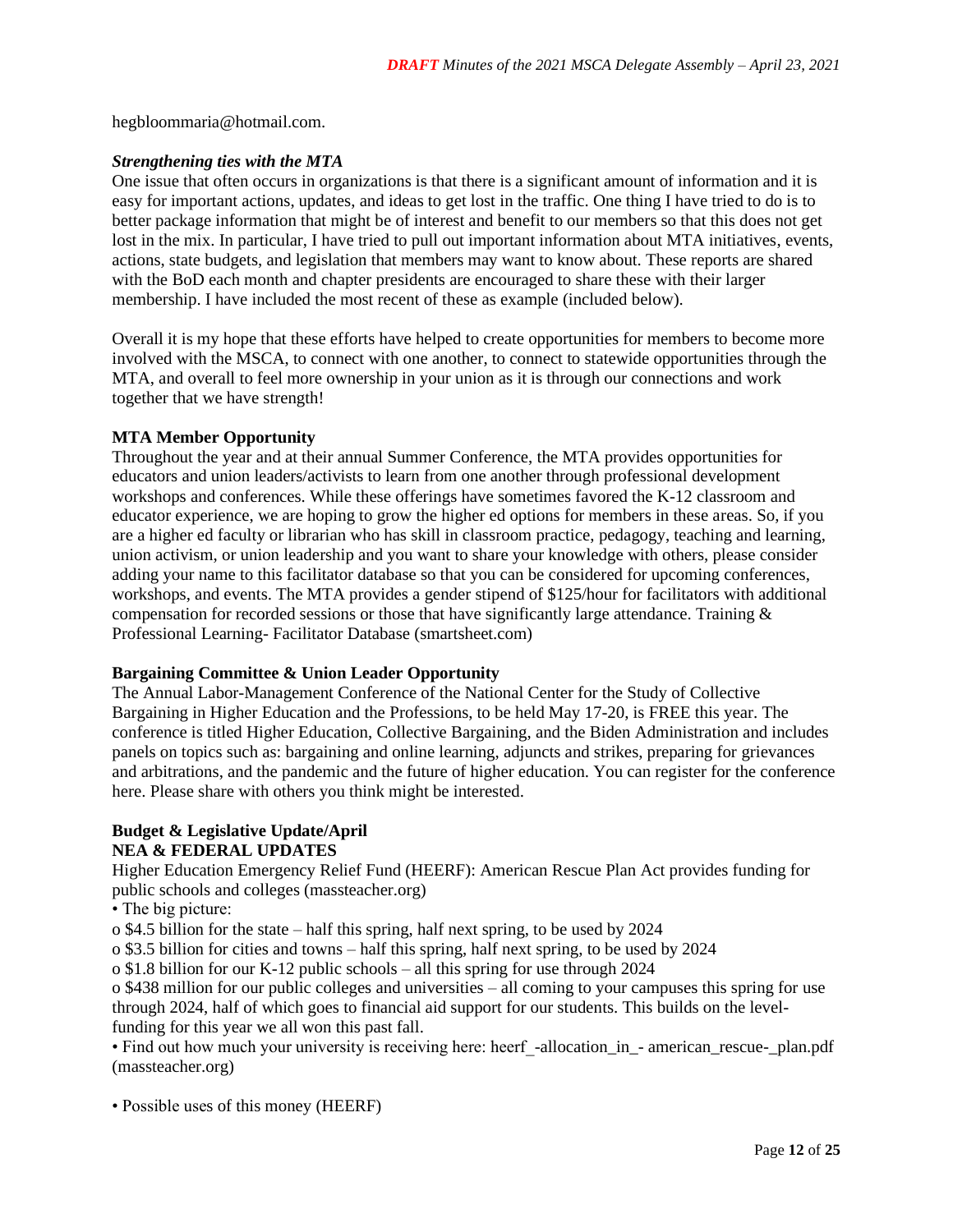hegbloommaria@hotmail.com.

***Strengthening ties with the MTA***

One issue that often occurs in organizations is that there is a significant amount of information and it is easy for important actions, updates, and ideas to get lost in the traffic. One thing I have tried to do is to better package information that might be of interest and benefit to our members so that this does not get lost in the mix. In particular, I have tried to pull out important information about MTA initiatives, events, actions, state budgets, and legislation that members may want to know about. These reports are shared with the BoD each month and chapter presidents are encouraged to share these with their larger membership. I have included the most recent of these as example (included below).

Overall it is my hope that these efforts have helped to create opportunities for members to become more involved with the MSCA, to connect with one another, to connect to statewide opportunities through the MTA, and overall to feel more ownership in your union as it is through our connections and work together that we have strength!

**MTA Member Opportunity**

Throughout the year and at their annual Summer Conference, the MTA provides opportunities for educators and union leaders/activists to learn from one another through professional development workshops and conferences. While these offerings have sometimes favored the K-12 classroom and educator experience, we are hoping to grow the higher ed options for members in these areas. So, if you are a higher ed faculty or librarian who has skill in classroom practice, pedagogy, teaching and learning, union activism, or union leadership and you want to share your knowledge with others, please consider adding your name to this facilitator database so that you can be considered for upcoming conferences, workshops, and events. The MTA provides a gender stipend of $125/hour for facilitators with additional compensation for recorded sessions or those that have significantly large attendance. Training & Professional Learning- Facilitator Database (smartsheet.com)

**Bargaining Committee & Union Leader Opportunity**

The Annual Labor-Management Conference of the National Center for the Study of Collective Bargaining in Higher Education and the Professions, to be held May 17-20, is FREE this year. The conference is titled Higher Education, Collective Bargaining, and the Biden Administration and includes panels on topics such as: bargaining and online learning, adjuncts and strikes, preparing for grievances and arbitrations, and the pandemic and the future of higher education. You can register for the conference here. Please share with others you think might be interested.

**Budget & Legislative Update/April**

**NEA & FEDERAL UPDATES**

Higher Education Emergency Relief Fund (HEERF): American Rescue Plan Act provides funding for public schools and colleges (massteacher.org)

- The big picture:
  - $4.5 billion for the state – half this spring, half next spring, to be used by 2024
  - $3.5 billion for cities and towns – half this spring, half next spring, to be used by 2024
  - $1.8 billion for our K-12 public schools – all this spring for use through 2024
  - $438 million for our public colleges and universities – all coming to your campuses this spring for use through 2024, half of which goes to financial aid support for our students. This builds on the level-funding for this year we all won this past fall.
- Find out how much your university is receiving here: heerf_-allocation_in_- american_rescue-_plan.pdf (massteacher.org)

- Possible uses of this money (HEERF)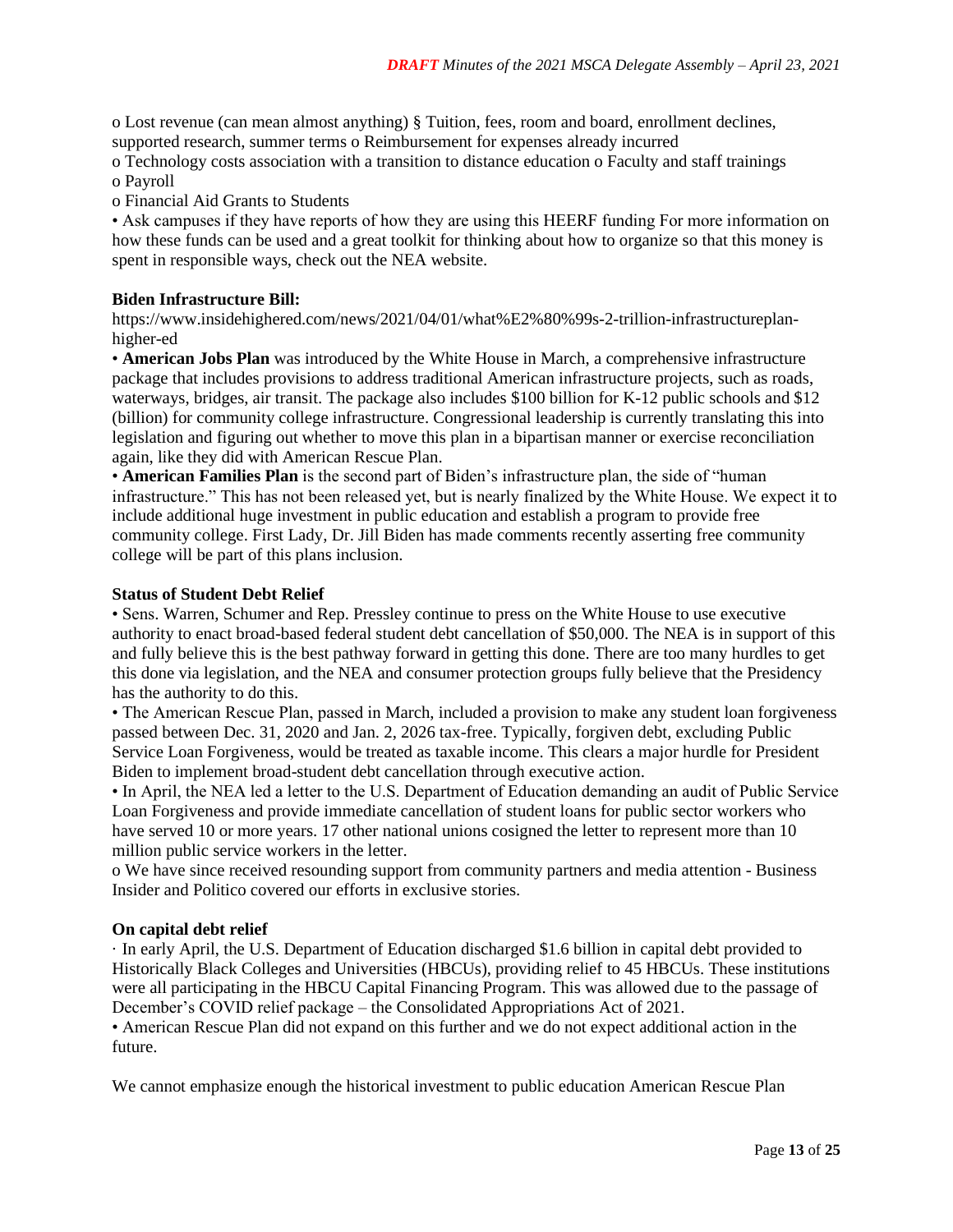o Lost revenue (can mean almost anything) § Tuition, fees, room and board, enrollment declines, supported research, summer terms o Reimbursement for expenses already incurred

o Technology costs association with a transition to distance education o Faculty and staff trainings

o Payroll

o Financial Aid Grants to Students

• Ask campuses if they have reports of how they are using this HEERF funding For more information on how these funds can be used and a great toolkit for thinking about how to organize so that this money is spent in responsible ways, check out the NEA website.

**Biden Infrastructure Bill:**
https://www.insidehighered.com/news/2021/04/01/what%E2%80%99s-2-trillion-infrastructureplan-higher-ed

• **American Jobs Plan** was introduced by the White House in March, a comprehensive infrastructure package that includes provisions to address traditional American infrastructure projects, such as roads, waterways, bridges, air transit. The package also includes $100 billion for K-12 public schools and $12 (billion) for community college infrastructure. Congressional leadership is currently translating this into legislation and figuring out whether to move this plan in a bipartisan manner or exercise reconciliation again, like they did with American Rescue Plan.

• **American Families Plan** is the second part of Biden's infrastructure plan, the side of "human infrastructure." This has not been released yet, but is nearly finalized by the White House. We expect it to include additional huge investment in public education and establish a program to provide free community college. First Lady, Dr. Jill Biden has made comments recently asserting free community college will be part of this plans inclusion.

**Status of Student Debt Relief**

• Sens. Warren, Schumer and Rep. Pressley continue to press on the White House to use executive authority to enact broad-based federal student debt cancellation of $50,000. The NEA is in support of this and fully believe this is the best pathway forward in getting this done. There are too many hurdles to get this done via legislation, and the NEA and consumer protection groups fully believe that the Presidency has the authority to do this.

• The American Rescue Plan, passed in March, included a provision to make any student loan forgiveness passed between Dec. 31, 2020 and Jan. 2, 2026 tax-free. Typically, forgiven debt, excluding Public Service Loan Forgiveness, would be treated as taxable income. This clears a major hurdle for President Biden to implement broad-student debt cancellation through executive action.

• In April, the NEA led a letter to the U.S. Department of Education demanding an audit of Public Service Loan Forgiveness and provide immediate cancellation of student loans for public sector workers who have served 10 or more years. 17 other national unions cosigned the letter to represent more than 10 million public service workers in the letter.

o We have since received resounding support from community partners and media attention - Business Insider and Politico covered our efforts in exclusive stories.

**On capital debt relief**

· In early April, the U.S. Department of Education discharged $1.6 billion in capital debt provided to Historically Black Colleges and Universities (HBCUs), providing relief to 45 HBCUs. These institutions were all participating in the HBCU Capital Financing Program. This was allowed due to the passage of December's COVID relief package – the Consolidated Appropriations Act of 2021.

• American Rescue Plan did not expand on this further and we do not expect additional action in the future.

We cannot emphasize enough the historical investment to public education American Rescue Plan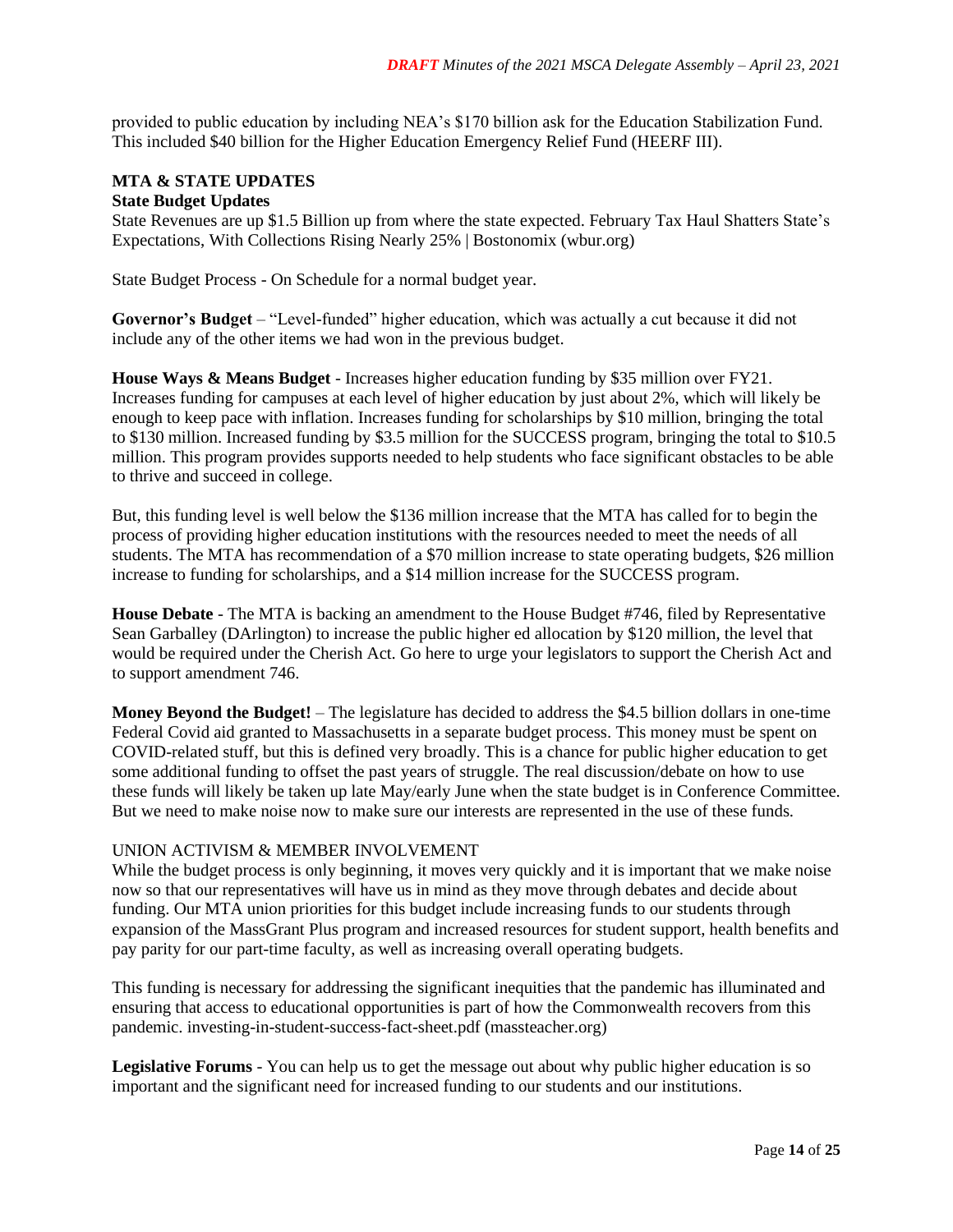provided to public education by including NEA's $170 billion ask for the Education Stabilization Fund. This included $40 billion for the Higher Education Emergency Relief Fund (HEERF III).

**MTA & STATE UPDATES**

**State Budget Updates**

State Revenues are up $1.5 Billion up from where the state expected. February Tax Haul Shatters State's Expectations, With Collections Rising Nearly 25% | Bostonomix (wbur.org)

State Budget Process - On Schedule for a normal budget year.

**Governor's Budget** – "Level-funded" higher education, which was actually a cut because it did not include any of the other items we had won in the previous budget.

**House Ways & Means Budget** - Increases higher education funding by $35 million over FY21. Increases funding for campuses at each level of higher education by just about 2%, which will likely be enough to keep pace with inflation. Increases funding for scholarships by $10 million, bringing the total to $130 million. Increased funding by $3.5 million for the SUCCESS program, bringing the total to $10.5 million. This program provides supports needed to help students who face significant obstacles to be able to thrive and succeed in college.

But, this funding level is well below the $136 million increase that the MTA has called for to begin the process of providing higher education institutions with the resources needed to meet the needs of all students. The MTA has recommendation of a $70 million increase to state operating budgets, $26 million increase to funding for scholarships, and a $14 million increase for the SUCCESS program.

**House Debate** - The MTA is backing an amendment to the House Budget #746, filed by Representative Sean Garballey (DArlington) to increase the public higher ed allocation by $120 million, the level that would be required under the Cherish Act. Go here to urge your legislators to support the Cherish Act and to support amendment 746.

**Money Beyond the Budget!** – The legislature has decided to address the $4.5 billion dollars in one-time Federal Covid aid granted to Massachusetts in a separate budget process. This money must be spent on COVID-related stuff, but this is defined very broadly. This is a chance for public higher education to get some additional funding to offset the past years of struggle. The real discussion/debate on how to use these funds will likely be taken up late May/early June when the state budget is in Conference Committee. But we need to make noise now to make sure our interests are represented in the use of these funds.

UNION ACTIVISM & MEMBER INVOLVEMENT

While the budget process is only beginning, it moves very quickly and it is important that we make noise now so that our representatives will have us in mind as they move through debates and decide about funding. Our MTA union priorities for this budget include increasing funds to our students through expansion of the MassGrant Plus program and increased resources for student support, health benefits and pay parity for our part-time faculty, as well as increasing overall operating budgets.

This funding is necessary for addressing the significant inequities that the pandemic has illuminated and ensuring that access to educational opportunities is part of how the Commonwealth recovers from this pandemic. investing-in-student-success-fact-sheet.pdf (massteacher.org)

**Legislative Forums** - You can help us to get the message out about why public higher education is so important and the significant need for increased funding to our students and our institutions.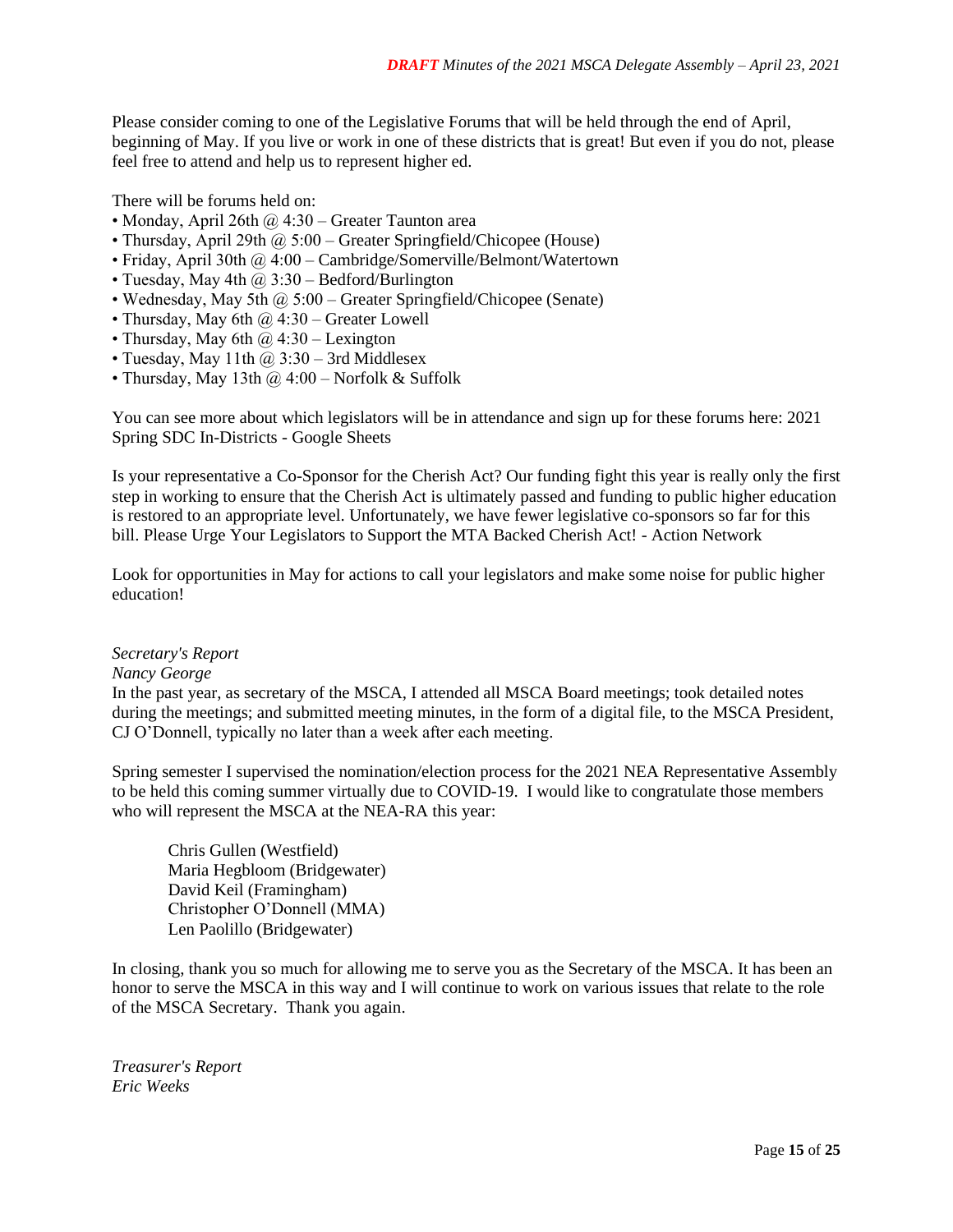Please consider coming to one of the Legislative Forums that will be held through the end of April, beginning of May. If you live or work in one of these districts that is great! But even if you do not, please feel free to attend and help us to represent higher ed.

There will be forums held on:

- Monday, April 26th @ 4:30 – Greater Taunton area
- Thursday, April 29th @ 5:00 – Greater Springfield/Chicopee (House)
- Friday, April 30th @ 4:00 – Cambridge/Somerville/Belmont/Watertown
- Tuesday, May 4th @ 3:30 – Bedford/Burlington
- Wednesday, May 5th @ 5:00 – Greater Springfield/Chicopee (Senate)
- Thursday, May 6th @ 4:30 – Greater Lowell
- Thursday, May 6th @ 4:30 – Lexington
- Tuesday, May 11th @ 3:30 – 3rd Middlesex
- Thursday, May 13th @ 4:00 – Norfolk & Suffolk

You can see more about which legislators will be in attendance and sign up for these forums here: 2021 Spring SDC In-Districts - Google Sheets

Is your representative a Co-Sponsor for the Cherish Act? Our funding fight this year is really only the first step in working to ensure that the Cherish Act is ultimately passed and funding to public higher education is restored to an appropriate level. Unfortunately, we have fewer legislative co-sponsors so far for this bill. Please Urge Your Legislators to Support the MTA Backed Cherish Act! - Action Network

Look for opportunities in May for actions to call your legislators and make some noise for public higher education!

*Secretary's Report*
*Nancy George*
In the past year, as secretary of the MSCA, I attended all MSCA Board meetings; took detailed notes during the meetings; and submitted meeting minutes, in the form of a digital file, to the MSCA President, CJ O'Donnell, typically no later than a week after each meeting.

Spring semester I supervised the nomination/election process for the 2021 NEA Representative Assembly to be held this coming summer virtually due to COVID-19. I would like to congratulate those members who will represent the MSCA at the NEA-RA this year:

Chris Gullen (Westfield)
Maria Hegbloom (Bridgewater)
David Keil (Framingham)
Christopher O'Donnell (MMA)
Len Paolillo (Bridgewater)

In closing, thank you so much for allowing me to serve you as the Secretary of the MSCA. It has been an honor to serve the MSCA in this way and I will continue to work on various issues that relate to the role of the MSCA Secretary. Thank you again.

*Treasurer's Report*
*Eric Weeks*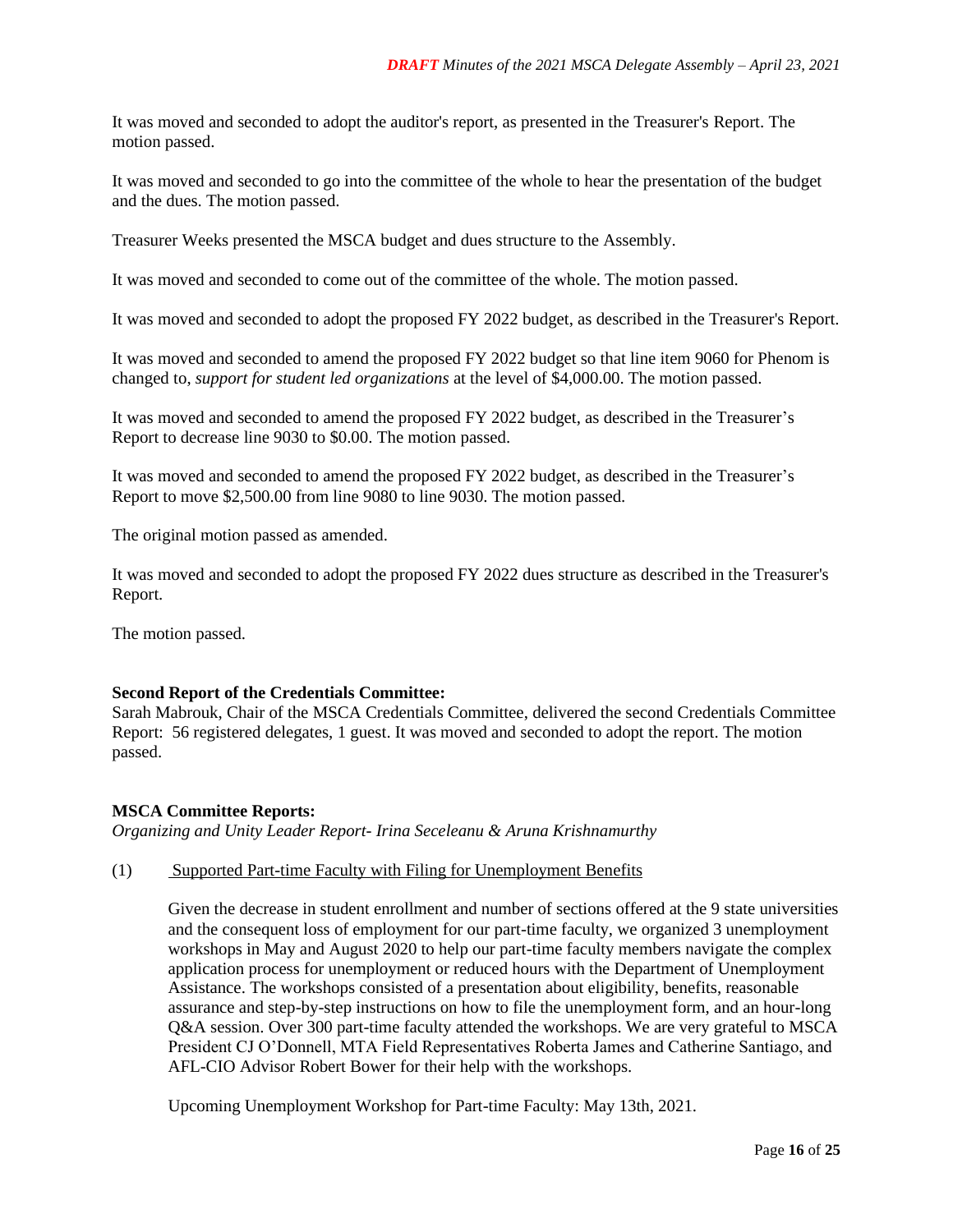It was moved and seconded to adopt the auditor's report, as presented in the Treasurer's Report. The motion passed.

It was moved and seconded to go into the committee of the whole to hear the presentation of the budget and the dues. The motion passed.

Treasurer Weeks presented the MSCA budget and dues structure to the Assembly.

It was moved and seconded to come out of the committee of the whole. The motion passed.

It was moved and seconded to adopt the proposed FY 2022 budget, as described in the Treasurer's Report.

It was moved and seconded to amend the proposed FY 2022 budget so that line item 9060 for Phenom is changed to, *support for student led organizations* at the level of $4,000.00. The motion passed.

It was moved and seconded to amend the proposed FY 2022 budget, as described in the Treasurer's Report to decrease line 9030 to $0.00. The motion passed.

It was moved and seconded to amend the proposed FY 2022 budget, as described in the Treasurer's Report to move $2,500.00 from line 9080 to line 9030. The motion passed.

The original motion passed as amended.

It was moved and seconded to adopt the proposed FY 2022 dues structure as described in the Treasurer's Report.

The motion passed.

**Second Report of the Credentials Committee:**
Sarah Mabrouk, Chair of the MSCA Credentials Committee, delivered the second Credentials Committee Report: 56 registered delegates, 1 guest. It was moved and seconded to adopt the report. The motion passed.

**MSCA Committee Reports:**
*Organizing and Unity Leader Report- Irina Seceleanu & Aruna Krishnamurthy*

(1) Supported Part-time Faculty with Filing for Unemployment Benefits

Given the decrease in student enrollment and number of sections offered at the 9 state universities and the consequent loss of employment for our part-time faculty, we organized 3 unemployment workshops in May and August 2020 to help our part-time faculty members navigate the complex application process for unemployment or reduced hours with the Department of Unemployment Assistance. The workshops consisted of a presentation about eligibility, benefits, reasonable assurance and step-by-step instructions on how to file the unemployment form, and an hour-long Q&A session. Over 300 part-time faculty attended the workshops. We are very grateful to MSCA President CJ O'Donnell, MTA Field Representatives Roberta James and Catherine Santiago, and AFL-CIO Advisor Robert Bower for their help with the workshops.

Upcoming Unemployment Workshop for Part-time Faculty: May 13th, 2021.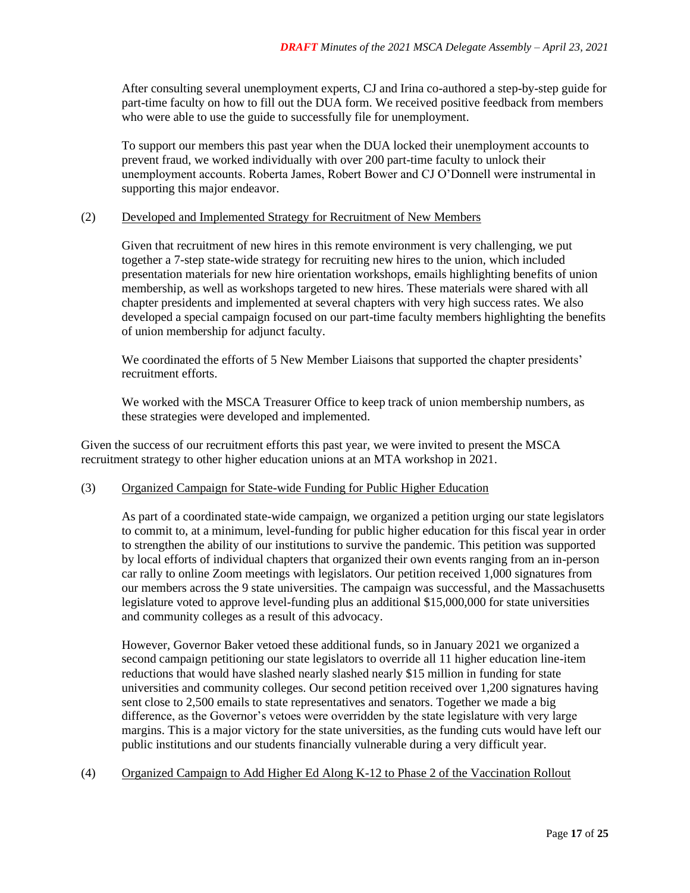After consulting several unemployment experts, CJ and Irina co-authored a step-by-step guide for part-time faculty on how to fill out the DUA form. We received positive feedback from members who were able to use the guide to successfully file for unemployment.

To support our members this past year when the DUA locked their unemployment accounts to prevent fraud, we worked individually with over 200 part-time faculty to unlock their unemployment accounts. Roberta James, Robert Bower and CJ O'Donnell were instrumental in supporting this major endeavor.

(2) Developed and Implemented Strategy for Recruitment of New Members

Given that recruitment of new hires in this remote environment is very challenging, we put together a 7-step state-wide strategy for recruiting new hires to the union, which included presentation materials for new hire orientation workshops, emails highlighting benefits of union membership, as well as workshops targeted to new hires. These materials were shared with all chapter presidents and implemented at several chapters with very high success rates. We also developed a special campaign focused on our part-time faculty members highlighting the benefits of union membership for adjunct faculty.

We coordinated the efforts of 5 New Member Liaisons that supported the chapter presidents' recruitment efforts.

We worked with the MSCA Treasurer Office to keep track of union membership numbers, as these strategies were developed and implemented.

Given the success of our recruitment efforts this past year, we were invited to present the MSCA recruitment strategy to other higher education unions at an MTA workshop in 2021.

(3) Organized Campaign for State-wide Funding for Public Higher Education

As part of a coordinated state-wide campaign, we organized a petition urging our state legislators to commit to, at a minimum, level-funding for public higher education for this fiscal year in order to strengthen the ability of our institutions to survive the pandemic. This petition was supported by local efforts of individual chapters that organized their own events ranging from an in-person car rally to online Zoom meetings with legislators. Our petition received 1,000 signatures from our members across the 9 state universities. The campaign was successful, and the Massachusetts legislature voted to approve level-funding plus an additional $15,000,000 for state universities and community colleges as a result of this advocacy.

However, Governor Baker vetoed these additional funds, so in January 2021 we organized a second campaign petitioning our state legislators to override all 11 higher education line-item reductions that would have slashed nearly slashed nearly $15 million in funding for state universities and community colleges. Our second petition received over 1,200 signatures having sent close to 2,500 emails to state representatives and senators. Together we made a big difference, as the Governor's vetoes were overridden by the state legislature with very large margins. This is a major victory for the state universities, as the funding cuts would have left our public institutions and our students financially vulnerable during a very difficult year.

(4) Organized Campaign to Add Higher Ed Along K-12 to Phase 2 of the Vaccination Rollout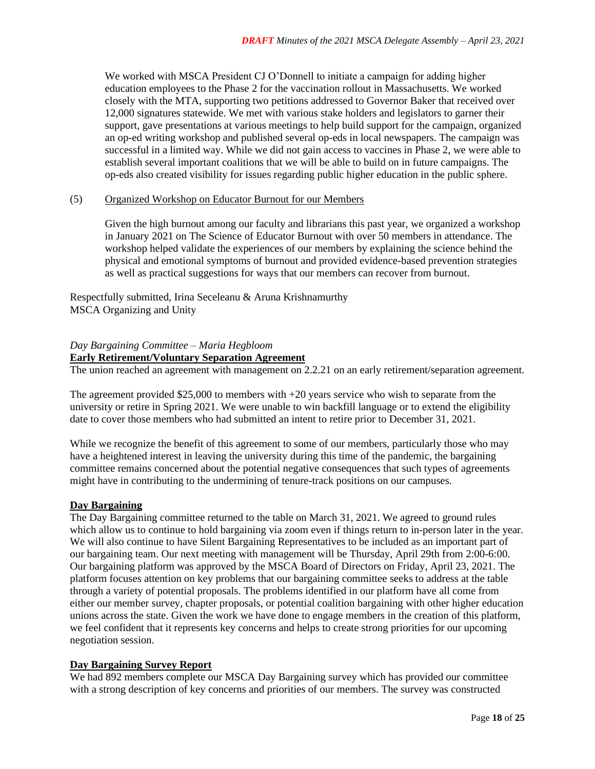We worked with MSCA President CJ O'Donnell to initiate a campaign for adding higher education employees to the Phase 2 for the vaccination rollout in Massachusetts. We worked closely with the MTA, supporting two petitions addressed to Governor Baker that received over 12,000 signatures statewide. We met with various stake holders and legislators to garner their support, gave presentations at various meetings to help build support for the campaign, organized an op-ed writing workshop and published several op-eds in local newspapers. The campaign was successful in a limited way. While we did not gain access to vaccines in Phase 2, we were able to establish several important coalitions that we will be able to build on in future campaigns. The op-eds also created visibility for issues regarding public higher education in the public sphere.

(5) Organized Workshop on Educator Burnout for our Members

Given the high burnout among our faculty and librarians this past year, we organized a workshop in January 2021 on The Science of Educator Burnout with over 50 members in attendance. The workshop helped validate the experiences of our members by explaining the science behind the physical and emotional symptoms of burnout and provided evidence-based prevention strategies as well as practical suggestions for ways that our members can recover from burnout.

Respectfully submitted, Irina Seceleanu & Aruna Krishnamurthy
MSCA Organizing and Unity

*Day Bargaining Committee – Maria Hegbloom*

**Early Retirement/Voluntary Separation Agreement**

The union reached an agreement with management on 2.2.21 on an early retirement/separation agreement.

The agreement provided $25,000 to members with +20 years service who wish to separate from the university or retire in Spring 2021. We were unable to win backfill language or to extend the eligibility date to cover those members who had submitted an intent to retire prior to December 31, 2021.

While we recognize the benefit of this agreement to some of our members, particularly those who may have a heightened interest in leaving the university during this time of the pandemic, the bargaining committee remains concerned about the potential negative consequences that such types of agreements might have in contributing to the undermining of tenure-track positions on our campuses.

**Day Bargaining**

The Day Bargaining committee returned to the table on March 31, 2021. We agreed to ground rules which allow us to continue to hold bargaining via zoom even if things return to in-person later in the year. We will also continue to have Silent Bargaining Representatives to be included as an important part of our bargaining team. Our next meeting with management will be Thursday, April 29th from 2:00-6:00. Our bargaining platform was approved by the MSCA Board of Directors on Friday, April 23, 2021. The platform focuses attention on key problems that our bargaining committee seeks to address at the table through a variety of potential proposals. The problems identified in our platform have all come from either our member survey, chapter proposals, or potential coalition bargaining with other higher education unions across the state. Given the work we have done to engage members in the creation of this platform, we feel confident that it represents key concerns and helps to create strong priorities for our upcoming negotiation session.

**Day Bargaining Survey Report**

We had 892 members complete our MSCA Day Bargaining survey which has provided our committee with a strong description of key concerns and priorities of our members. The survey was constructed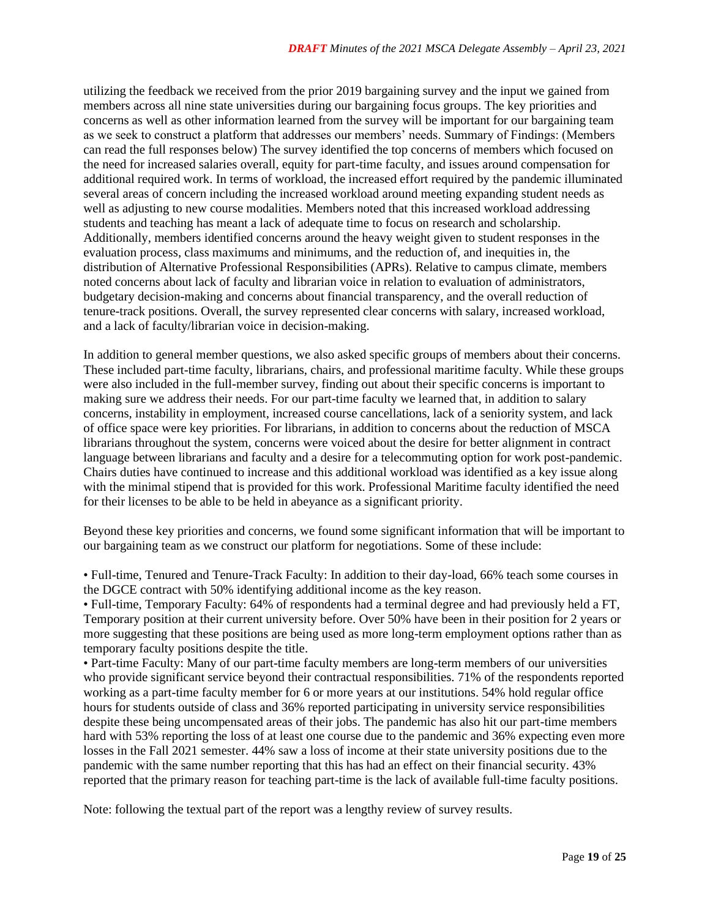utilizing the feedback we received from the prior 2019 bargaining survey and the input we gained from members across all nine state universities during our bargaining focus groups. The key priorities and concerns as well as other information learned from the survey will be important for our bargaining team as we seek to construct a platform that addresses our members' needs. Summary of Findings: (Members can read the full responses below) The survey identified the top concerns of members which focused on the need for increased salaries overall, equity for part-time faculty, and issues around compensation for additional required work. In terms of workload, the increased effort required by the pandemic illuminated several areas of concern including the increased workload around meeting expanding student needs as well as adjusting to new course modalities. Members noted that this increased workload addressing students and teaching has meant a lack of adequate time to focus on research and scholarship. Additionally, members identified concerns around the heavy weight given to student responses in the evaluation process, class maximums and minimums, and the reduction of, and inequities in, the distribution of Alternative Professional Responsibilities (APRs). Relative to campus climate, members noted concerns about lack of faculty and librarian voice in relation to evaluation of administrators, budgetary decision-making and concerns about financial transparency, and the overall reduction of tenure-track positions. Overall, the survey represented clear concerns with salary, increased workload, and a lack of faculty/librarian voice in decision-making.

In addition to general member questions, we also asked specific groups of members about their concerns. These included part-time faculty, librarians, chairs, and professional maritime faculty. While these groups were also included in the full-member survey, finding out about their specific concerns is important to making sure we address their needs. For our part-time faculty we learned that, in addition to salary concerns, instability in employment, increased course cancellations, lack of a seniority system, and lack of office space were key priorities. For librarians, in addition to concerns about the reduction of MSCA librarians throughout the system, concerns were voiced about the desire for better alignment in contract language between librarians and faculty and a desire for a telecommuting option for work post-pandemic. Chairs duties have continued to increase and this additional workload was identified as a key issue along with the minimal stipend that is provided for this work. Professional Maritime faculty identified the need for their licenses to be able to be held in abeyance as a significant priority.

Beyond these key priorities and concerns, we found some significant information that will be important to our bargaining team as we construct our platform for negotiations. Some of these include:

- Full-time, Tenured and Tenure-Track Faculty: In addition to their day-load, 66% teach some courses in the DGCE contract with 50% identifying additional income as the key reason.
- Full-time, Temporary Faculty: 64% of respondents had a terminal degree and had previously held a FT, Temporary position at their current university before. Over 50% have been in their position for 2 years or more suggesting that these positions are being used as more long-term employment options rather than as temporary faculty positions despite the title.
- Part-time Faculty: Many of our part-time faculty members are long-term members of our universities who provide significant service beyond their contractual responsibilities. 71% of the respondents reported working as a part-time faculty member for 6 or more years at our institutions. 54% hold regular office hours for students outside of class and 36% reported participating in university service responsibilities despite these being uncompensated areas of their jobs. The pandemic has also hit our part-time members hard with 53% reporting the loss of at least one course due to the pandemic and 36% expecting even more losses in the Fall 2021 semester. 44% saw a loss of income at their state university positions due to the pandemic with the same number reporting that this has had an effect on their financial security. 43% reported that the primary reason for teaching part-time is the lack of available full-time faculty positions.

Note: following the textual part of the report was a lengthy review of survey results.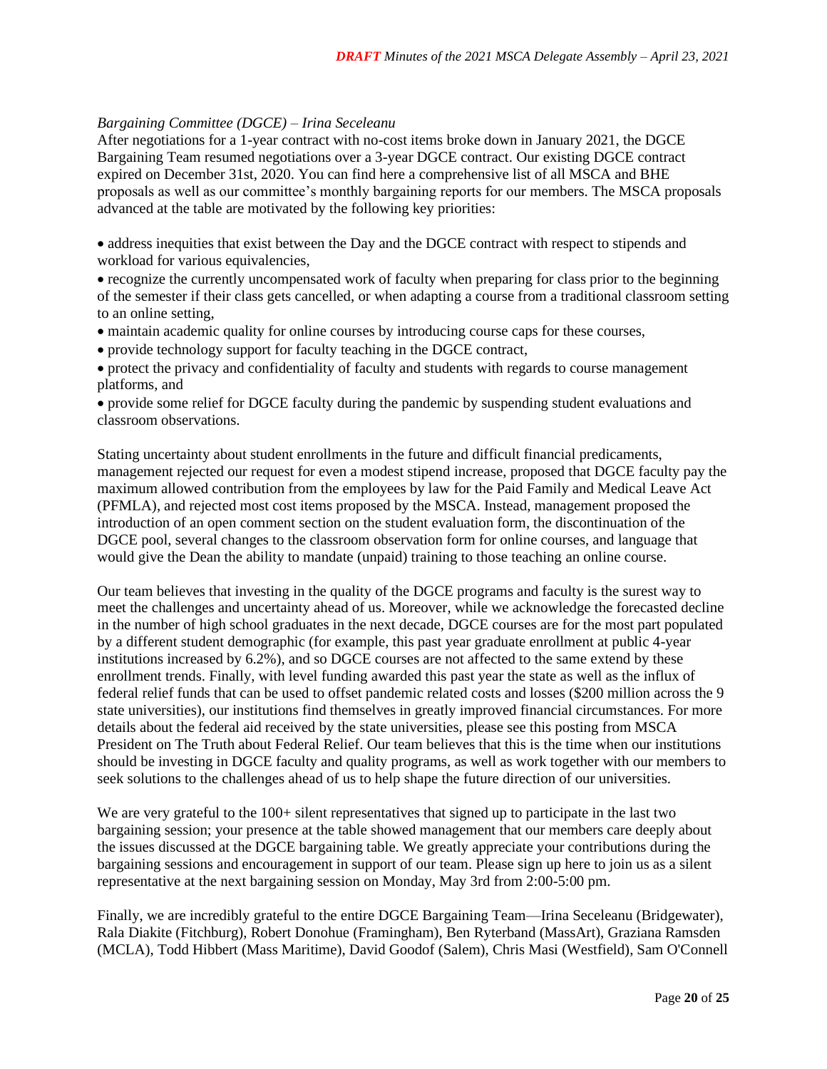*Bargaining Committee (DGCE) – Irina Seceleanu*

After negotiations for a 1-year contract with no-cost items broke down in January 2021, the DGCE Bargaining Team resumed negotiations over a 3-year DGCE contract. Our existing DGCE contract expired on December 31st, 2020. You can find here a comprehensive list of all MSCA and BHE proposals as well as our committee's monthly bargaining reports for our members. The MSCA proposals advanced at the table are motivated by the following key priorities:

- address inequities that exist between the Day and the DGCE contract with respect to stipends and workload for various equivalencies,
- recognize the currently uncompensated work of faculty when preparing for class prior to the beginning of the semester if their class gets cancelled, or when adapting a course from a traditional classroom setting to an online setting,
- maintain academic quality for online courses by introducing course caps for these courses,
- provide technology support for faculty teaching in the DGCE contract,
- protect the privacy and confidentiality of faculty and students with regards to course management platforms, and
- provide some relief for DGCE faculty during the pandemic by suspending student evaluations and classroom observations.

Stating uncertainty about student enrollments in the future and difficult financial predicaments, management rejected our request for even a modest stipend increase, proposed that DGCE faculty pay the maximum allowed contribution from the employees by law for the Paid Family and Medical Leave Act (PFMLA), and rejected most cost items proposed by the MSCA. Instead, management proposed the introduction of an open comment section on the student evaluation form, the discontinuation of the DGCE pool, several changes to the classroom observation form for online courses, and language that would give the Dean the ability to mandate (unpaid) training to those teaching an online course.

Our team believes that investing in the quality of the DGCE programs and faculty is the surest way to meet the challenges and uncertainty ahead of us. Moreover, while we acknowledge the forecasted decline in the number of high school graduates in the next decade, DGCE courses are for the most part populated by a different student demographic (for example, this past year graduate enrollment at public 4-year institutions increased by 6.2%), and so DGCE courses are not affected to the same extend by these enrollment trends. Finally, with level funding awarded this past year the state as well as the influx of federal relief funds that can be used to offset pandemic related costs and losses ($200 million across the 9 state universities), our institutions find themselves in greatly improved financial circumstances. For more details about the federal aid received by the state universities, please see this posting from MSCA President on The Truth about Federal Relief. Our team believes that this is the time when our institutions should be investing in DGCE faculty and quality programs, as well as work together with our members to seek solutions to the challenges ahead of us to help shape the future direction of our universities.

We are very grateful to the 100+ silent representatives that signed up to participate in the last two bargaining session; your presence at the table showed management that our members care deeply about the issues discussed at the DGCE bargaining table. We greatly appreciate your contributions during the bargaining sessions and encouragement in support of our team. Please sign up here to join us as a silent representative at the next bargaining session on Monday, May 3rd from 2:00-5:00 pm.

Finally, we are incredibly grateful to the entire DGCE Bargaining Team—Irina Seceleanu (Bridgewater), Rala Diakite (Fitchburg), Robert Donohue (Framingham), Ben Ryterband (MassArt), Graziana Ramsden (MCLA), Todd Hibbert (Mass Maritime), David Goodof (Salem), Chris Masi (Westfield), Sam O'Connell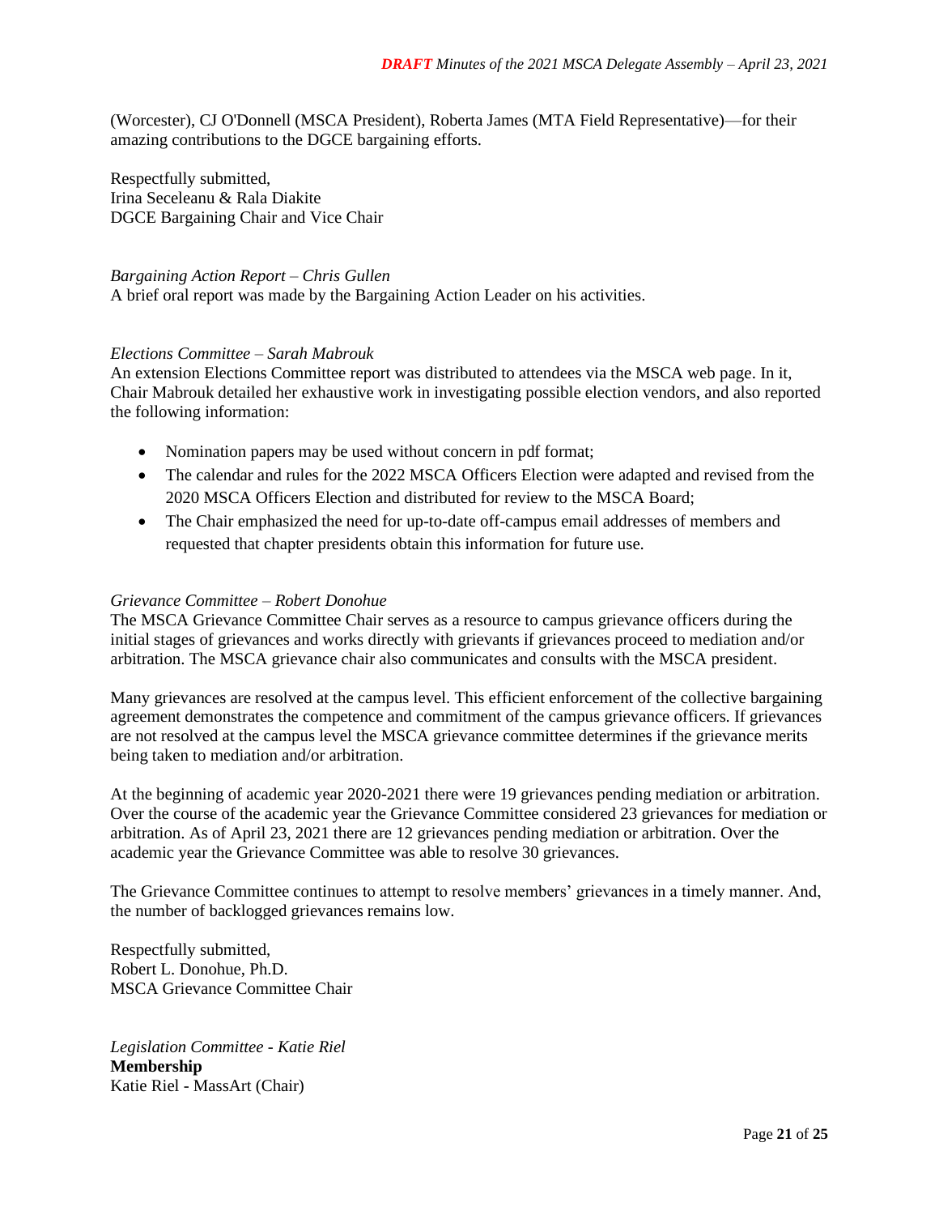(Worcester), CJ O'Donnell (MSCA President), Roberta James (MTA Field Representative)—for their amazing contributions to the DGCE bargaining efforts.

Respectfully submitted,
Irina Seceleanu & Rala Diakite
DGCE Bargaining Chair and Vice Chair

*Bargaining Action Report – Chris Gullen*
A brief oral report was made by the Bargaining Action Leader on his activities.

*Elections Committee – Sarah Mabrouk*
An extension Elections Committee report was distributed to attendees via the MSCA web page. In it, Chair Mabrouk detailed her exhaustive work in investigating possible election vendors, and also reported the following information:

- Nomination papers may be used without concern in pdf format;
- The calendar and rules for the 2022 MSCA Officers Election were adapted and revised from the 2020 MSCA Officers Election and distributed for review to the MSCA Board;
- The Chair emphasized the need for up-to-date off-campus email addresses of members and requested that chapter presidents obtain this information for future use.

*Grievance Committee – Robert Donohue*
The MSCA Grievance Committee Chair serves as a resource to campus grievance officers during the initial stages of grievances and works directly with grievants if grievances proceed to mediation and/or arbitration. The MSCA grievance chair also communicates and consults with the MSCA president.

Many grievances are resolved at the campus level. This efficient enforcement of the collective bargaining agreement demonstrates the competence and commitment of the campus grievance officers. If grievances are not resolved at the campus level the MSCA grievance committee determines if the grievance merits being taken to mediation and/or arbitration.

At the beginning of academic year 2020-2021 there were 19 grievances pending mediation or arbitration. Over the course of the academic year the Grievance Committee considered 23 grievances for mediation or arbitration. As of April 23, 2021 there are 12 grievances pending mediation or arbitration. Over the academic year the Grievance Committee was able to resolve 30 grievances.

The Grievance Committee continues to attempt to resolve members' grievances in a timely manner. And, the number of backlogged grievances remains low.

Respectfully submitted,
Robert L. Donohue, Ph.D.
MSCA Grievance Committee Chair

*Legislation Committee - Katie Riel*
**Membership**
Katie Riel - MassArt (Chair)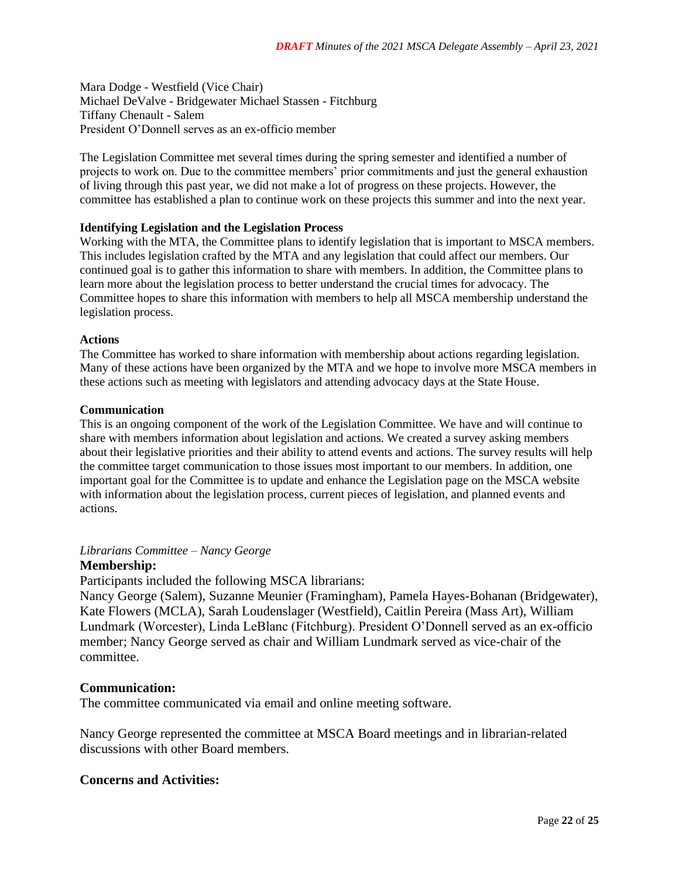Mara Dodge - Westfield (Vice Chair)
Michael DeValve - Bridgewater Michael Stassen - Fitchburg
Tiffany Chenault - Salem
President O'Donnell serves as an ex-officio member

The Legislation Committee met several times during the spring semester and identified a number of projects to work on. Due to the committee members' prior commitments and just the general exhaustion of living through this past year, we did not make a lot of progress on these projects. However, the committee has established a plan to continue work on these projects this summer and into the next year.

**Identifying Legislation and the Legislation Process**
Working with the MTA, the Committee plans to identify legislation that is important to MSCA members. This includes legislation crafted by the MTA and any legislation that could affect our members. Our continued goal is to gather this information to share with members. In addition, the Committee plans to learn more about the legislation process to better understand the crucial times for advocacy. The Committee hopes to share this information with members to help all MSCA membership understand the legislation process.

**Actions**
The Committee has worked to share information with membership about actions regarding legislation. Many of these actions have been organized by the MTA and we hope to involve more MSCA members in these actions such as meeting with legislators and attending advocacy days at the State House.

**Communication**
This is an ongoing component of the work of the Legislation Committee. We have and will continue to share with members information about legislation and actions. We created a survey asking members about their legislative priorities and their ability to attend events and actions. The survey results will help the committee target communication to those issues most important to our members. In addition, one important goal for the Committee is to update and enhance the Legislation page on the MSCA website with information about the legislation process, current pieces of legislation, and planned events and actions.

*Librarians Committee – Nancy George*

**Membership:**

Participants included the following MSCA librarians:
Nancy George (Salem), Suzanne Meunier (Framingham), Pamela Hayes-Bohanan (Bridgewater), Kate Flowers (MCLA), Sarah Loudenslager (Westfield), Caitlin Pereira (Mass Art), William Lundmark (Worcester), Linda LeBlanc (Fitchburg). President O'Donnell served as an ex-officio member; Nancy George served as chair and William Lundmark served as vice-chair of the committee.

**Communication:**

The committee communicated via email and online meeting software.

Nancy George represented the committee at MSCA Board meetings and in librarian-related discussions with other Board members.

**Concerns and Activities:**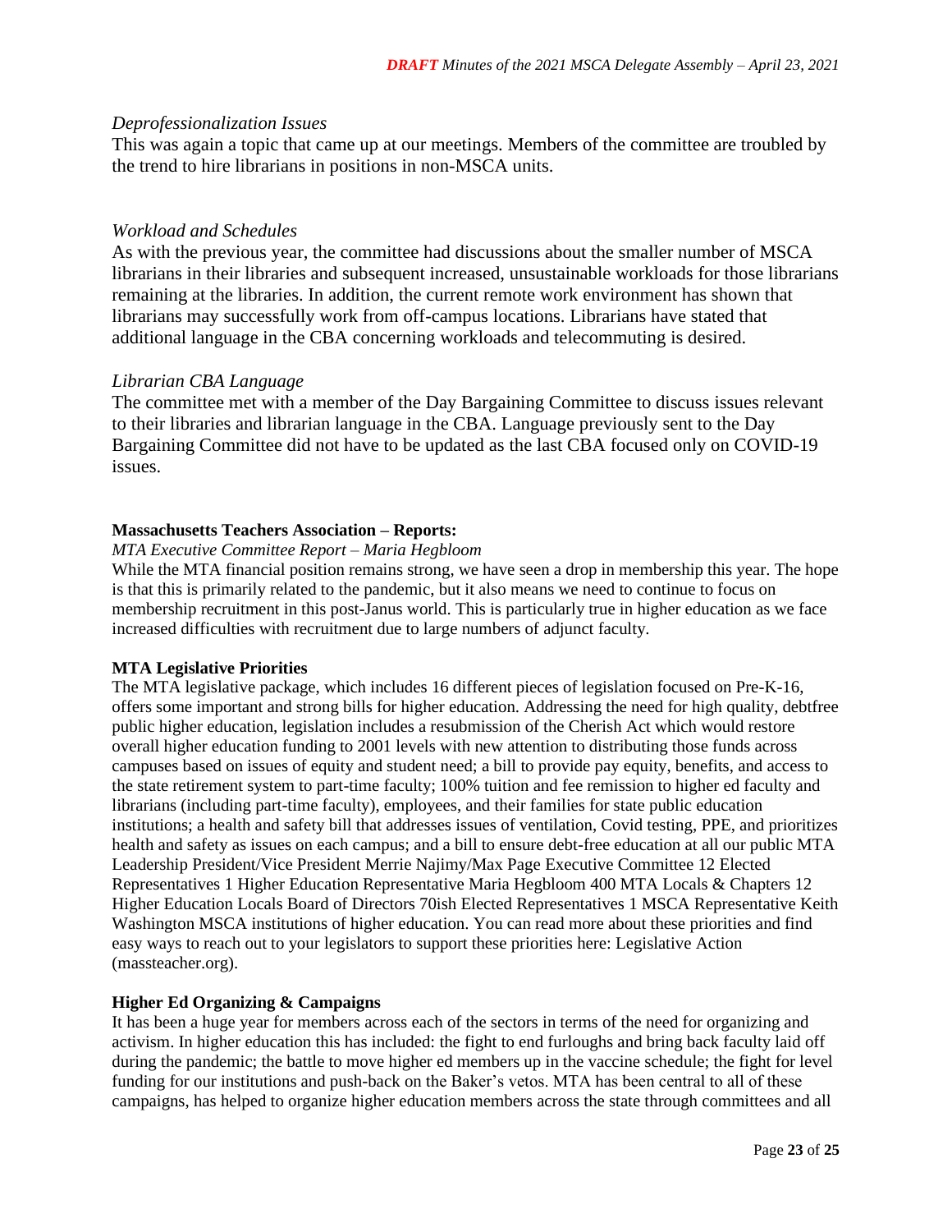*Deprofessionalization Issues*

This was again a topic that came up at our meetings. Members of the committee are troubled by the trend to hire librarians in positions in non-MSCA units.

*Workload and Schedules*

As with the previous year, the committee had discussions about the smaller number of MSCA librarians in their libraries and subsequent increased, unsustainable workloads for those librarians remaining at the libraries. In addition, the current remote work environment has shown that librarians may successfully work from off-campus locations. Librarians have stated that additional language in the CBA concerning workloads and telecommuting is desired.

*Librarian CBA Language*

The committee met with a member of the Day Bargaining Committee to discuss issues relevant to their libraries and librarian language in the CBA. Language previously sent to the Day Bargaining Committee did not have to be updated as the last CBA focused only on COVID-19 issues.

**Massachusetts Teachers Association – Reports:**

*MTA Executive Committee Report – Maria Hegbloom*

While the MTA financial position remains strong, we have seen a drop in membership this year. The hope is that this is primarily related to the pandemic, but it also means we need to continue to focus on membership recruitment in this post-Janus world. This is particularly true in higher education as we face increased difficulties with recruitment due to large numbers of adjunct faculty.

**MTA Legislative Priorities**

The MTA legislative package, which includes 16 different pieces of legislation focused on Pre-K-16, offers some important and strong bills for higher education. Addressing the need for high quality, debtfree public higher education, legislation includes a resubmission of the Cherish Act which would restore overall higher education funding to 2001 levels with new attention to distributing those funds across campuses based on issues of equity and student need; a bill to provide pay equity, benefits, and access to the state retirement system to part-time faculty; 100% tuition and fee remission to higher ed faculty and librarians (including part-time faculty), employees, and their families for state public education institutions; a health and safety bill that addresses issues of ventilation, Covid testing, PPE, and prioritizes health and safety as issues on each campus; and a bill to ensure debt-free education at all our public MTA Leadership President/Vice President Merrie Najimy/Max Page Executive Committee 12 Elected Representatives 1 Higher Education Representative Maria Hegbloom 400 MTA Locals & Chapters 12 Higher Education Locals Board of Directors 70ish Elected Representatives 1 MSCA Representative Keith Washington MSCA institutions of higher education. You can read more about these priorities and find easy ways to reach out to your legislators to support these priorities here: Legislative Action (massteacher.org).

**Higher Ed Organizing & Campaigns**

It has been a huge year for members across each of the sectors in terms of the need for organizing and activism. In higher education this has included: the fight to end furloughs and bring back faculty laid off during the pandemic; the battle to move higher ed members up in the vaccine schedule; the fight for level funding for our institutions and push-back on the Baker's vetos. MTA has been central to all of these campaigns, has helped to organize higher education members across the state through committees and all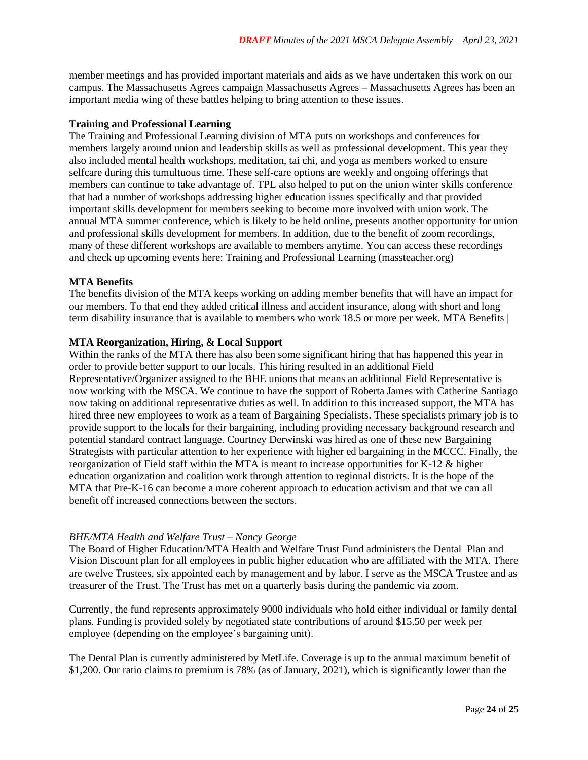member meetings and has provided important materials and aids as we have undertaken this work on our campus. The Massachusetts Agrees campaign Massachusetts Agrees – Massachusetts Agrees has been an important media wing of these battles helping to bring attention to these issues.

**Training and Professional Learning**

The Training and Professional Learning division of MTA puts on workshops and conferences for members largely around union and leadership skills as well as professional development. This year they also included mental health workshops, meditation, tai chi, and yoga as members worked to ensure selfcare during this tumultuous time. These self-care options are weekly and ongoing offerings that members can continue to take advantage of. TPL also helped to put on the union winter skills conference that had a number of workshops addressing higher education issues specifically and that provided important skills development for members seeking to become more involved with union work. The annual MTA summer conference, which is likely to be held online, presents another opportunity for union and professional skills development for members. In addition, due to the benefit of zoom recordings, many of these different workshops are available to members anytime. You can access these recordings and check up upcoming events here: Training and Professional Learning (massteacher.org)

**MTA Benefits**

The benefits division of the MTA keeps working on adding member benefits that will have an impact for our members. To that end they added critical illness and accident insurance, along with short and long term disability insurance that is available to members who work 18.5 or more per week. MTA Benefits |

**MTA Reorganization, Hiring, & Local Support**

Within the ranks of the MTA there has also been some significant hiring that has happened this year in order to provide better support to our locals. This hiring resulted in an additional Field Representative/Organizer assigned to the BHE unions that means an additional Field Representative is now working with the MSCA. We continue to have the support of Roberta James with Catherine Santiago now taking on additional representative duties as well. In addition to this increased support, the MTA has hired three new employees to work as a team of Bargaining Specialists. These specialists primary job is to provide support to the locals for their bargaining, including providing necessary background research and potential standard contract language. Courtney Derwinski was hired as one of these new Bargaining Strategists with particular attention to her experience with higher ed bargaining in the MCCC. Finally, the reorganization of Field staff within the MTA is meant to increase opportunities for K-12 & higher education organization and coalition work through attention to regional districts. It is the hope of the MTA that Pre-K-16 can become a more coherent approach to education activism and that we can all benefit off increased connections between the sectors.

*BHE/MTA Health and Welfare Trust – Nancy George*

The Board of Higher Education/MTA Health and Welfare Trust Fund administers the Dental Plan and Vision Discount plan for all employees in public higher education who are affiliated with the MTA. There are twelve Trustees, six appointed each by management and by labor. I serve as the MSCA Trustee and as treasurer of the Trust. The Trust has met on a quarterly basis during the pandemic via zoom.

Currently, the fund represents approximately 9000 individuals who hold either individual or family dental plans. Funding is provided solely by negotiated state contributions of around $15.50 per week per employee (depending on the employee's bargaining unit).

The Dental Plan is currently administered by MetLife. Coverage is up to the annual maximum benefit of $1,200. Our ratio claims to premium is 78% (as of January, 2021), which is significantly lower than the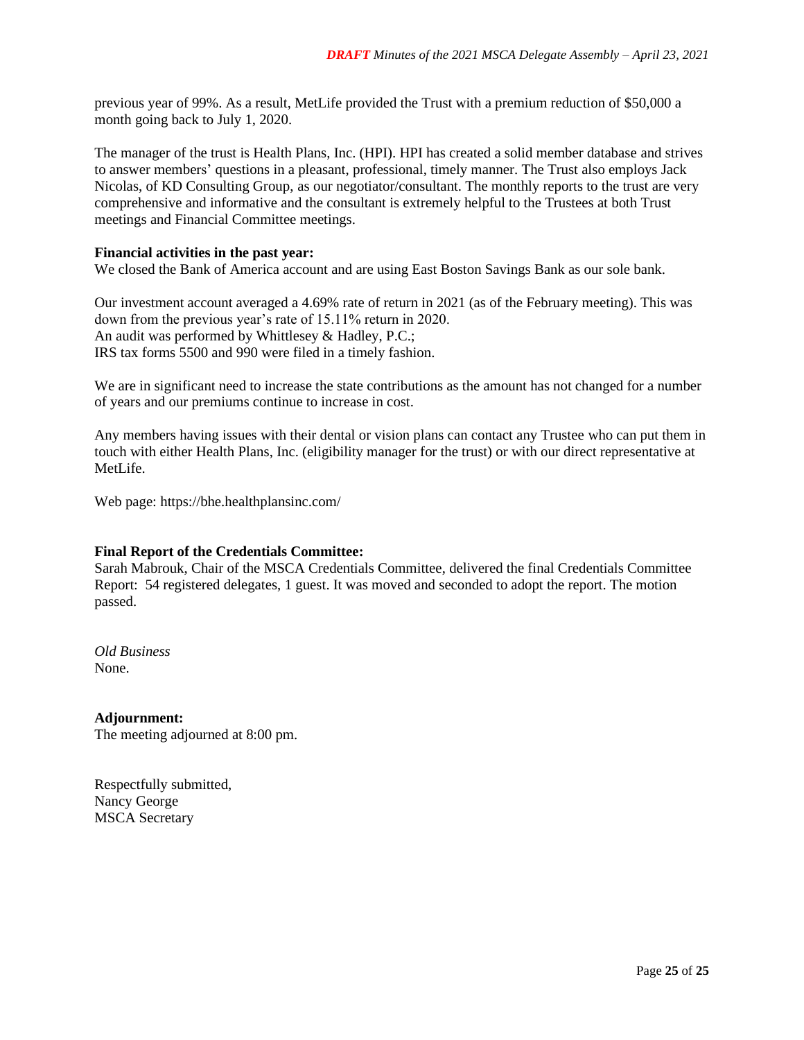previous year of 99%. As a result, MetLife provided the Trust with a premium reduction of $50,000 a month going back to July 1, 2020.

The manager of the trust is Health Plans, Inc. (HPI). HPI has created a solid member database and strives to answer members' questions in a pleasant, professional, timely manner. The Trust also employs Jack Nicolas, of KD Consulting Group, as our negotiator/consultant. The monthly reports to the trust are very comprehensive and informative and the consultant is extremely helpful to the Trustees at both Trust meetings and Financial Committee meetings.

**Financial activities in the past year:**
We closed the Bank of America account and are using East Boston Savings Bank as our sole bank.

Our investment account averaged a 4.69% rate of return in 2021 (as of the February meeting). This was down from the previous year's rate of 15.11% return in 2020.
An audit was performed by Whittlesey & Hadley, P.C.;
IRS tax forms 5500 and 990 were filed in a timely fashion.

We are in significant need to increase the state contributions as the amount has not changed for a number of years and our premiums continue to increase in cost.

Any members having issues with their dental or vision plans can contact any Trustee who can put them in touch with either Health Plans, Inc. (eligibility manager for the trust) or with our direct representative at MetLife.

Web page: https://bhe.healthplansinc.com/

**Final Report of the Credentials Committee:**
Sarah Mabrouk, Chair of the MSCA Credentials Committee, delivered the final Credentials Committee Report: 54 registered delegates, 1 guest. It was moved and seconded to adopt the report. The motion passed.

*Old Business*
None.

**Adjournment:**
The meeting adjourned at 8:00 pm.

Respectfully submitted,
Nancy George
MSCA Secretary